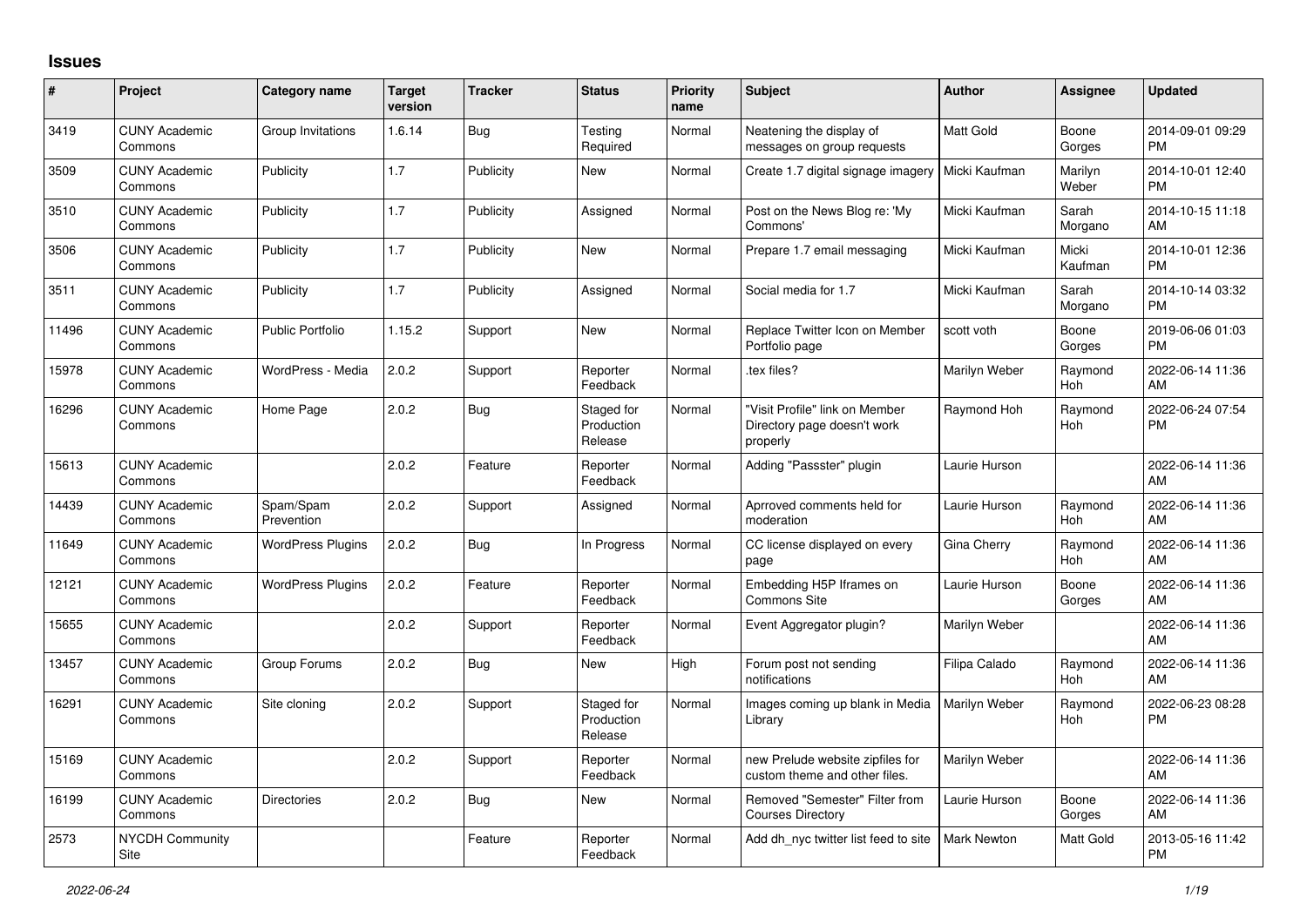# Issues

| # | Project | Category name | Target version | Tracker | Status | Priority name | Subject | Author | Assignee | Updated |
|---|---|---|---|---|---|---|---|---|---|---|
| 3419 | CUNY Academic Commons | Group Invitations | 1.6.14 | Bug | Testing Required | Normal | Neatening the display of messages on group requests | Matt Gold | Boone Gorges | 2014-09-01 09:29 PM |
| 3509 | CUNY Academic Commons | Publicity | 1.7 | Publicity | New | Normal | Create 1.7 digital signage imagery | Micki Kaufman | Marilyn Weber | 2014-10-01 12:40 PM |
| 3510 | CUNY Academic Commons | Publicity | 1.7 | Publicity | Assigned | Normal | Post on the News Blog re: 'My Commons' | Micki Kaufman | Sarah Morgano | 2014-10-15 11:18 AM |
| 3506 | CUNY Academic Commons | Publicity | 1.7 | Publicity | New | Normal | Prepare 1.7 email messaging | Micki Kaufman | Micki Kaufman | 2014-10-01 12:36 PM |
| 3511 | CUNY Academic Commons | Publicity | 1.7 | Publicity | Assigned | Normal | Social media for 1.7 | Micki Kaufman | Sarah Morgano | 2014-10-14 03:32 PM |
| 11496 | CUNY Academic Commons | Public Portfolio | 1.15.2 | Support | New | Normal | Replace Twitter Icon on Member Portfolio page | scott voth | Boone Gorges | 2019-06-06 01:03 PM |
| 15978 | CUNY Academic Commons | WordPress - Media | 2.0.2 | Support | Reporter Feedback | Normal | .tex files? | Marilyn Weber | Raymond Hoh | 2022-06-14 11:36 AM |
| 16296 | CUNY Academic Commons | Home Page | 2.0.2 | Bug | Staged for Production Release | Normal | "Visit Profile" link on Member Directory page doesn't work properly | Raymond Hoh | Raymond Hoh | 2022-06-24 07:54 PM |
| 15613 | CUNY Academic Commons | | 2.0.2 | Feature | Reporter Feedback | Normal | Adding "Passster" plugin | Laurie Hurson | | 2022-06-14 11:36 AM |
| 14439 | CUNY Academic Commons | Spam/Spam Prevention | 2.0.2 | Support | Assigned | Normal | Aprroved comments held for moderation | Laurie Hurson | Raymond Hoh | 2022-06-14 11:36 AM |
| 11649 | CUNY Academic Commons | WordPress Plugins | 2.0.2 | Bug | In Progress | Normal | CC license displayed on every page | Gina Cherry | Raymond Hoh | 2022-06-14 11:36 AM |
| 12121 | CUNY Academic Commons | WordPress Plugins | 2.0.2 | Feature | Reporter Feedback | Normal | Embedding H5P Iframes on Commons Site | Laurie Hurson | Boone Gorges | 2022-06-14 11:36 AM |
| 15655 | CUNY Academic Commons | | 2.0.2 | Support | Reporter Feedback | Normal | Event Aggregator plugin? | Marilyn Weber | | 2022-06-14 11:36 AM |
| 13457 | CUNY Academic Commons | Group Forums | 2.0.2 | Bug | New | High | Forum post not sending notifications | Filipa Calado | Raymond Hoh | 2022-06-14 11:36 AM |
| 16291 | CUNY Academic Commons | Site cloning | 2.0.2 | Support | Staged for Production Release | Normal | Images coming up blank in Media Library | Marilyn Weber | Raymond Hoh | 2022-06-23 08:28 PM |
| 15169 | CUNY Academic Commons | | 2.0.2 | Support | Reporter Feedback | Normal | new Prelude website zipfiles for custom theme and other files. | Marilyn Weber | | 2022-06-14 11:36 AM |
| 16199 | CUNY Academic Commons | Directories | 2.0.2 | Bug | New | Normal | Removed "Semester" Filter from Courses Directory | Laurie Hurson | Boone Gorges | 2022-06-14 11:36 AM |
| 2573 | NYCDH Community Site | | | Feature | Reporter Feedback | Normal | Add dh_nyc twitter list feed to site | Mark Newton | Matt Gold | 2013-05-16 11:42 PM |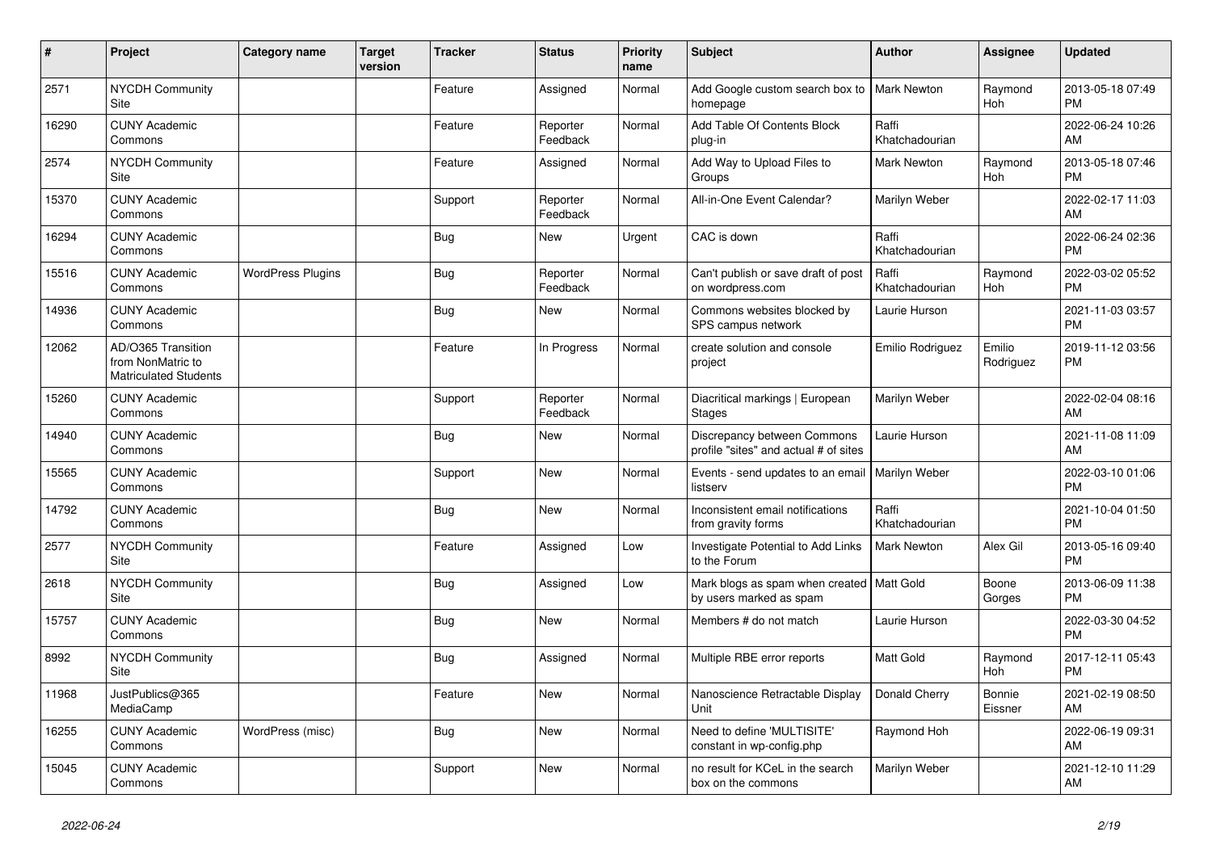| # | Project | Category name | Target version | Tracker | Status | Priority name | Subject | Author | Assignee | Updated |
|---|---|---|---|---|---|---|---|---|---|---|
| 2571 | NYCDH Community Site | | | Feature | Assigned | Normal | Add Google custom search box to homepage | Mark Newton | Raymond Hoh | 2013-05-18 07:49 PM |
| 16290 | CUNY Academic Commons | | | Feature | Reporter Feedback | Normal | Add Table Of Contents Block plug-in | Raffi Khatchadourian | | 2022-06-24 10:26 AM |
| 2574 | NYCDH Community Site | | | Feature | Assigned | Normal | Add Way to Upload Files to Groups | Mark Newton | Raymond Hoh | 2013-05-18 07:46 PM |
| 15370 | CUNY Academic Commons | | | Support | Reporter Feedback | Normal | All-in-One Event Calendar? | Marilyn Weber | | 2022-02-17 11:03 AM |
| 16294 | CUNY Academic Commons | | | Bug | New | Urgent | CAC is down | Raffi Khatchadourian | | 2022-06-24 02:36 PM |
| 15516 | CUNY Academic Commons | WordPress Plugins | | Bug | Reporter Feedback | Normal | Can't publish or save draft of post on wordpress.com | Raffi Khatchadourian | Raymond Hoh | 2022-03-02 05:52 PM |
| 14936 | CUNY Academic Commons | | | Bug | New | Normal | Commons websites blocked by SPS campus network | Laurie Hurson | | 2021-11-03 03:57 PM |
| 12062 | AD/O365 Transition from NonMatric to Matriculated Students | | | Feature | In Progress | Normal | create solution and console project | Emilio Rodriguez | Emilio Rodriguez | 2019-11-12 03:56 PM |
| 15260 | CUNY Academic Commons | | | Support | Reporter Feedback | Normal | Diacritical markings \| European Stages | Marilyn Weber | | 2022-02-04 08:16 AM |
| 14940 | CUNY Academic Commons | | | Bug | New | Normal | Discrepancy between Commons profile "sites" and actual # of sites | Laurie Hurson | | 2021-11-08 11:09 AM |
| 15565 | CUNY Academic Commons | | | Support | New | Normal | Events - send updates to an email listserv | Marilyn Weber | | 2022-03-10 01:06 PM |
| 14792 | CUNY Academic Commons | | | Bug | New | Normal | Inconsistent email notifications from gravity forms | Raffi Khatchadourian | | 2021-10-04 01:50 PM |
| 2577 | NYCDH Community Site | | | Feature | Assigned | Low | Investigate Potential to Add Links to the Forum | Mark Newton | Alex Gil | 2013-05-16 09:40 PM |
| 2618 | NYCDH Community Site | | | Bug | Assigned | Low | Mark blogs as spam when created by users marked as spam | Matt Gold | Boone Gorges | 2013-06-09 11:38 PM |
| 15757 | CUNY Academic Commons | | | Bug | New | Normal | Members # do not match | Laurie Hurson | | 2022-03-30 04:52 PM |
| 8992 | NYCDH Community Site | | | Bug | Assigned | Normal | Multiple RBE error reports | Matt Gold | Raymond Hoh | 2017-12-11 05:43 PM |
| 11968 | JustPublics@365 MediaCamp | | | Feature | New | Normal | Nanoscience Retractable Display Unit | Donald Cherry | Bonnie Eissner | 2021-02-19 08:50 AM |
| 16255 | CUNY Academic Commons | WordPress (misc) | | Bug | New | Normal | Need to define 'MULTISITE' constant in wp-config.php | Raymond Hoh | | 2022-06-19 09:31 AM |
| 15045 | CUNY Academic Commons | | | Support | New | Normal | no result for KCeL in the search box on the commons | Marilyn Weber | | 2021-12-10 11:29 AM |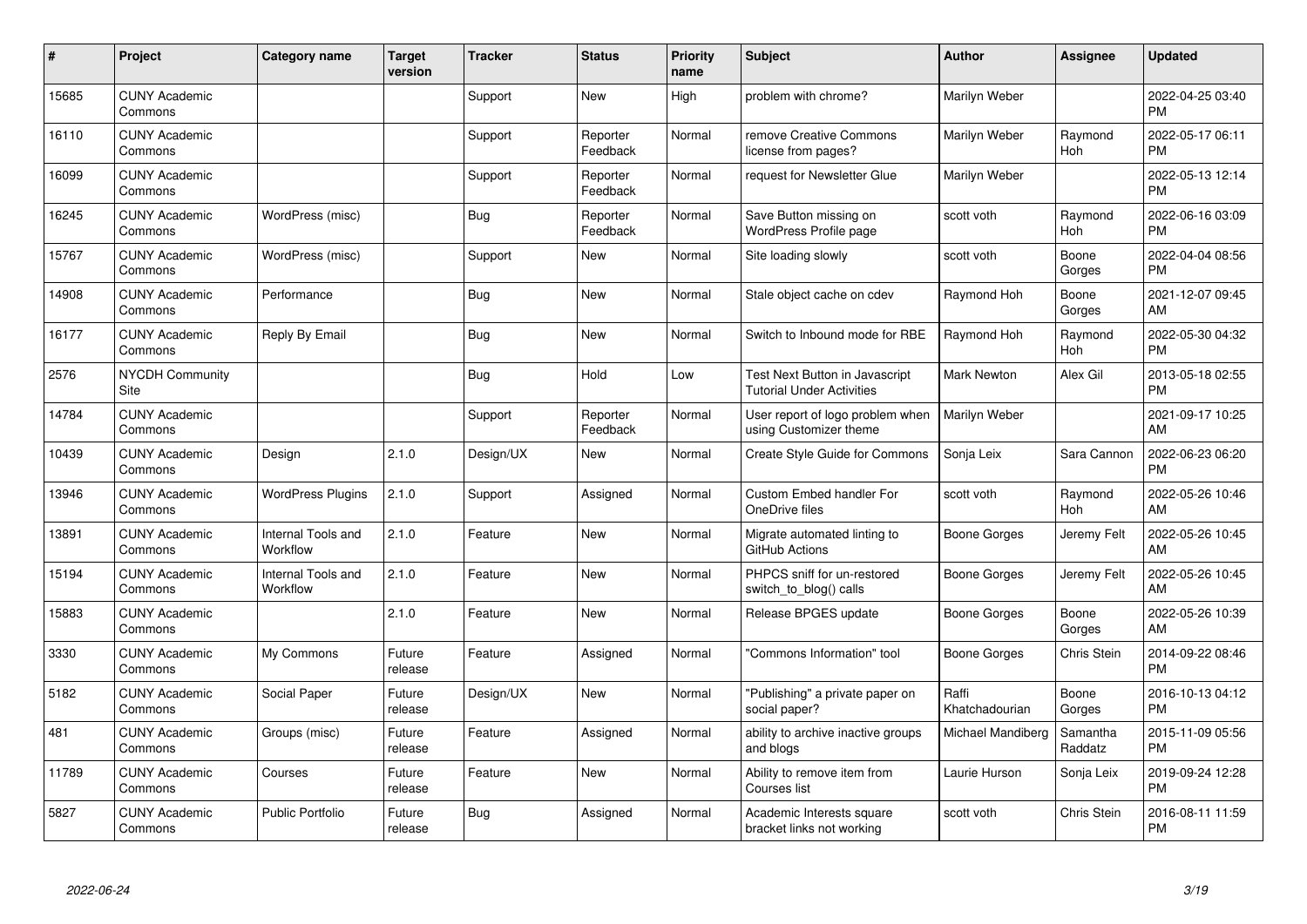| # | Project | Category name | Target version | Tracker | Status | Priority name | Subject | Author | Assignee | Updated |
|---|---|---|---|---|---|---|---|---|---|---|
| 15685 | CUNY Academic Commons | | | Support | New | High | problem with chrome? | Marilyn Weber | | 2022-04-25 03:40 PM |
| 16110 | CUNY Academic Commons | | | Support | Reporter Feedback | Normal | remove Creative Commons license from pages? | Marilyn Weber | Raymond Hoh | 2022-05-17 06:11 PM |
| 16099 | CUNY Academic Commons | | | Support | Reporter Feedback | Normal | request for Newsletter Glue | Marilyn Weber | | 2022-05-13 12:14 PM |
| 16245 | CUNY Academic Commons | WordPress (misc) | | Bug | Reporter Feedback | Normal | Save Button missing on WordPress Profile page | scott voth | Raymond Hoh | 2022-06-16 03:09 PM |
| 15767 | CUNY Academic Commons | WordPress (misc) | | Support | New | Normal | Site loading slowly | scott voth | Boone Gorges | 2022-04-04 08:56 PM |
| 14908 | CUNY Academic Commons | Performance | | Bug | New | Normal | Stale object cache on cdev | Raymond Hoh | Boone Gorges | 2021-12-07 09:45 AM |
| 16177 | CUNY Academic Commons | Reply By Email | | Bug | New | Normal | Switch to Inbound mode for RBE | Raymond Hoh | Raymond Hoh | 2022-05-30 04:32 PM |
| 2576 | NYCDH Community Site | | | Bug | Hold | Low | Test Next Button in Javascript Tutorial Under Activities | Mark Newton | Alex Gil | 2013-05-18 02:55 PM |
| 14784 | CUNY Academic Commons | | | Support | Reporter Feedback | Normal | User report of logo problem when using Customizer theme | Marilyn Weber | | 2021-09-17 10:25 AM |
| 10439 | CUNY Academic Commons | Design | 2.1.0 | Design/UX | New | Normal | Create Style Guide for Commons | Sonja Leix | Sara Cannon | 2022-06-23 06:20 PM |
| 13946 | CUNY Academic Commons | WordPress Plugins | 2.1.0 | Support | Assigned | Normal | Custom Embed handler For OneDrive files | scott voth | Raymond Hoh | 2022-05-26 10:46 AM |
| 13891 | CUNY Academic Commons | Internal Tools and Workflow | 2.1.0 | Feature | New | Normal | Migrate automated linting to GitHub Actions | Boone Gorges | Jeremy Felt | 2022-05-26 10:45 AM |
| 15194 | CUNY Academic Commons | Internal Tools and Workflow | 2.1.0 | Feature | New | Normal | PHPCS sniff for un-restored switch_to_blog() calls | Boone Gorges | Jeremy Felt | 2022-05-26 10:45 AM |
| 15883 | CUNY Academic Commons | | 2.1.0 | Feature | New | Normal | Release BPGES update | Boone Gorges | Boone Gorges | 2022-05-26 10:39 AM |
| 3330 | CUNY Academic Commons | My Commons | Future release | Feature | Assigned | Normal | "Commons Information" tool | Boone Gorges | Chris Stein | 2014-09-22 08:46 PM |
| 5182 | CUNY Academic Commons | Social Paper | Future release | Design/UX | New | Normal | "Publishing" a private paper on social paper? | Raffi Khatchadourian | Boone Gorges | 2016-10-13 04:12 PM |
| 481 | CUNY Academic Commons | Groups (misc) | Future release | Feature | Assigned | Normal | ability to archive inactive groups and blogs | Michael Mandiberg | Samantha Raddatz | 2015-11-09 05:56 PM |
| 11789 | CUNY Academic Commons | Courses | Future release | Feature | New | Normal | Ability to remove item from Courses list | Laurie Hurson | Sonja Leix | 2019-09-24 12:28 PM |
| 5827 | CUNY Academic Commons | Public Portfolio | Future release | Bug | Assigned | Normal | Academic Interests square bracket links not working | scott voth | Chris Stein | 2016-08-11 11:59 PM |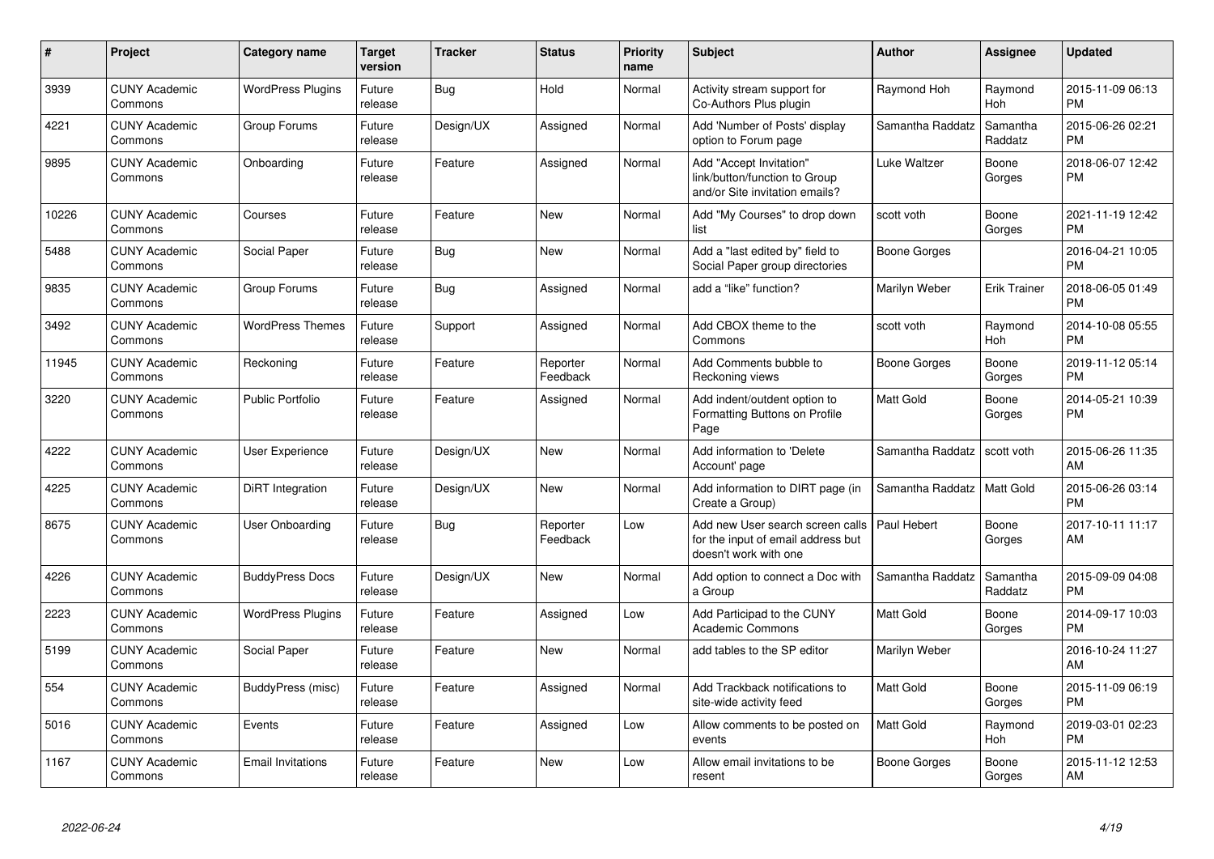| # | Project | Category name | Target version | Tracker | Status | Priority name | Subject | Author | Assignee | Updated |
|---|---|---|---|---|---|---|---|---|---|---|
| 3939 | CUNY Academic Commons | WordPress Plugins | Future release | Bug | Hold | Normal | Activity stream support for Co-Authors Plus plugin | Raymond Hoh | Raymond Hoh | 2015-11-09 06:13 PM |
| 4221 | CUNY Academic Commons | Group Forums | Future release | Design/UX | Assigned | Normal | Add 'Number of Posts' display option to Forum page | Samantha Raddatz | Samantha Raddatz | 2015-06-26 02:21 PM |
| 9895 | CUNY Academic Commons | Onboarding | Future release | Feature | Assigned | Normal | Add "Accept Invitation" link/button/function to Group and/or Site invitation emails? | Luke Waltzer | Boone Gorges | 2018-06-07 12:42 PM |
| 10226 | CUNY Academic Commons | Courses | Future release | Feature | New | Normal | Add "My Courses" to drop down list | scott voth | Boone Gorges | 2021-11-19 12:42 PM |
| 5488 | CUNY Academic Commons | Social Paper | Future release | Bug | New | Normal | Add a "last edited by" field to Social Paper group directories | Boone Gorges | | 2016-04-21 10:05 PM |
| 9835 | CUNY Academic Commons | Group Forums | Future release | Bug | Assigned | Normal | add a "like" function? | Marilyn Weber | Erik Trainer | 2018-06-05 01:49 PM |
| 3492 | CUNY Academic Commons | WordPress Themes | Future release | Support | Assigned | Normal | Add CBOX theme to the Commons | scott voth | Raymond Hoh | 2014-10-08 05:55 PM |
| 11945 | CUNY Academic Commons | Reckoning | Future release | Feature | Reporter Feedback | Normal | Add Comments bubble to Reckoning views | Boone Gorges | Boone Gorges | 2019-11-12 05:14 PM |
| 3220 | CUNY Academic Commons | Public Portfolio | Future release | Feature | Assigned | Normal | Add indent/outdent option to Formatting Buttons on Profile Page | Matt Gold | Boone Gorges | 2014-05-21 10:39 PM |
| 4222 | CUNY Academic Commons | User Experience | Future release | Design/UX | New | Normal | Add information to 'Delete Account' page | Samantha Raddatz | scott voth | 2015-06-26 11:35 AM |
| 4225 | CUNY Academic Commons | DiRT Integration | Future release | Design/UX | New | Normal | Add information to DIRT page (in Create a Group) | Samantha Raddatz | Matt Gold | 2015-06-26 03:14 PM |
| 8675 | CUNY Academic Commons | User Onboarding | Future release | Bug | Reporter Feedback | Low | Add new User search screen calls for the input of email address but doesn't work with one | Paul Hebert | Boone Gorges | 2017-10-11 11:17 AM |
| 4226 | CUNY Academic Commons | BuddyPress Docs | Future release | Design/UX | New | Normal | Add option to connect a Doc with a Group | Samantha Raddatz | Samantha Raddatz | 2015-09-09 04:08 PM |
| 2223 | CUNY Academic Commons | WordPress Plugins | Future release | Feature | Assigned | Low | Add Participad to the CUNY Academic Commons | Matt Gold | Boone Gorges | 2014-09-17 10:03 PM |
| 5199 | CUNY Academic Commons | Social Paper | Future release | Feature | New | Normal | add tables to the SP editor | Marilyn Weber | | 2016-10-24 11:27 AM |
| 554 | CUNY Academic Commons | BuddyPress (misc) | Future release | Feature | Assigned | Normal | Add Trackback notifications to site-wide activity feed | Matt Gold | Boone Gorges | 2015-11-09 06:19 PM |
| 5016 | CUNY Academic Commons | Events | Future release | Feature | Assigned | Low | Allow comments to be posted on events | Matt Gold | Raymond Hoh | 2019-03-01 02:23 PM |
| 1167 | CUNY Academic Commons | Email Invitations | Future release | Feature | New | Low | Allow email invitations to be resent | Boone Gorges | Boone Gorges | 2015-11-12 12:53 AM |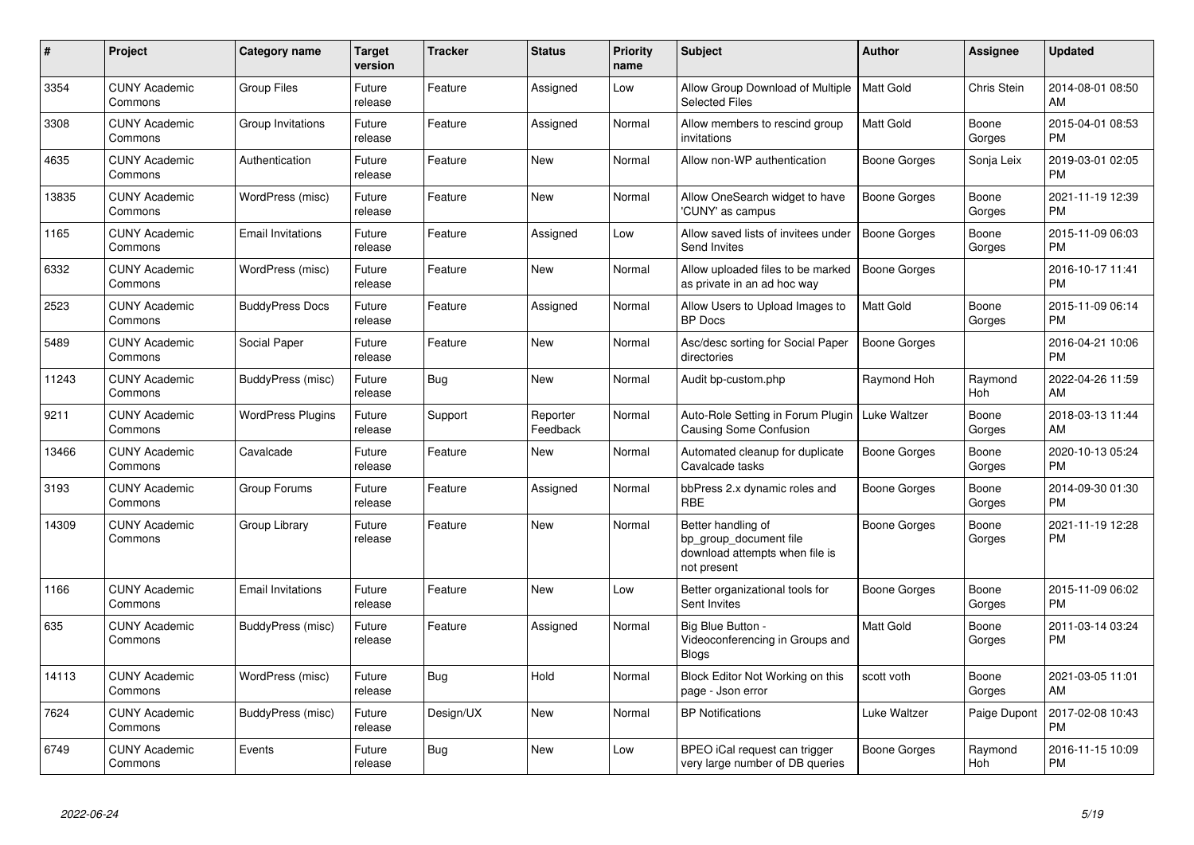| # | Project | Category name | Target version | Tracker | Status | Priority name | Subject | Author | Assignee | Updated |
|---|---|---|---|---|---|---|---|---|---|---|
| 3354 | CUNY Academic Commons | Group Files | Future release | Feature | Assigned | Low | Allow Group Download of Multiple Selected Files | Matt Gold | Chris Stein | 2014-08-01 08:50 AM |
| 3308 | CUNY Academic Commons | Group Invitations | Future release | Feature | Assigned | Normal | Allow members to rescind group invitations | Matt Gold | Boone Gorges | 2015-04-01 08:53 PM |
| 4635 | CUNY Academic Commons | Authentication | Future release | Feature | New | Normal | Allow non-WP authentication | Boone Gorges | Sonja Leix | 2019-03-01 02:05 PM |
| 13835 | CUNY Academic Commons | WordPress (misc) | Future release | Feature | New | Normal | Allow OneSearch widget to have 'CUNY' as campus | Boone Gorges | Boone Gorges | 2021-11-19 12:39 PM |
| 1165 | CUNY Academic Commons | Email Invitations | Future release | Feature | Assigned | Low | Allow saved lists of invitees under Send Invites | Boone Gorges | Boone Gorges | 2015-11-09 06:03 PM |
| 6332 | CUNY Academic Commons | WordPress (misc) | Future release | Feature | New | Normal | Allow uploaded files to be marked as private in an ad hoc way | Boone Gorges | | 2016-10-17 11:41 PM |
| 2523 | CUNY Academic Commons | BuddyPress Docs | Future release | Feature | Assigned | Normal | Allow Users to Upload Images to BP Docs | Matt Gold | Boone Gorges | 2015-11-09 06:14 PM |
| 5489 | CUNY Academic Commons | Social Paper | Future release | Feature | New | Normal | Asc/desc sorting for Social Paper directories | Boone Gorges | | 2016-04-21 10:06 PM |
| 11243 | CUNY Academic Commons | BuddyPress (misc) | Future release | Bug | New | Normal | Audit bp-custom.php | Raymond Hoh | Raymond Hoh | 2022-04-26 11:59 AM |
| 9211 | CUNY Academic Commons | WordPress Plugins | Future release | Support | Reporter Feedback | Normal | Auto-Role Setting in Forum Plugin Causing Some Confusion | Luke Waltzer | Boone Gorges | 2018-03-13 11:44 AM |
| 13466 | CUNY Academic Commons | Cavalcade | Future release | Feature | New | Normal | Automated cleanup for duplicate Cavalcade tasks | Boone Gorges | Boone Gorges | 2020-10-13 05:24 PM |
| 3193 | CUNY Academic Commons | Group Forums | Future release | Feature | Assigned | Normal | bbPress 2.x dynamic roles and RBE | Boone Gorges | Boone Gorges | 2014-09-30 01:30 PM |
| 14309 | CUNY Academic Commons | Group Library | Future release | Feature | New | Normal | Better handling of bp_group_document file download attempts when file is not present | Boone Gorges | Boone Gorges | 2021-11-19 12:28 PM |
| 1166 | CUNY Academic Commons | Email Invitations | Future release | Feature | New | Low | Better organizational tools for Sent Invites | Boone Gorges | Boone Gorges | 2015-11-09 06:02 PM |
| 635 | CUNY Academic Commons | BuddyPress (misc) | Future release | Feature | Assigned | Normal | Big Blue Button - Videoconferencing in Groups and Blogs | Matt Gold | Boone Gorges | 2011-03-14 03:24 PM |
| 14113 | CUNY Academic Commons | WordPress (misc) | Future release | Bug | Hold | Normal | Block Editor Not Working on this page - Json error | scott voth | Boone Gorges | 2021-03-05 11:01 AM |
| 7624 | CUNY Academic Commons | BuddyPress (misc) | Future release | Design/UX | New | Normal | BP Notifications | Luke Waltzer | Paige Dupont | 2017-02-08 10:43 PM |
| 6749 | CUNY Academic Commons | Events | Future release | Bug | New | Low | BPEO iCal request can trigger very large number of DB queries | Boone Gorges | Raymond Hoh | 2016-11-15 10:09 PM |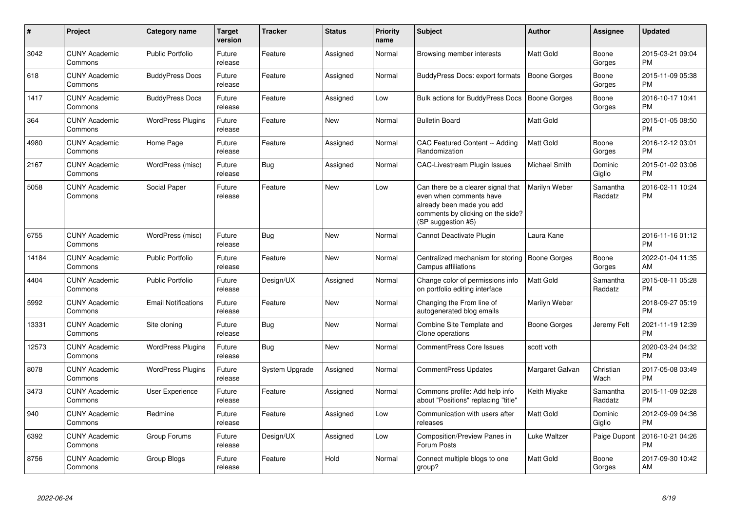| # | Project | Category name | Target version | Tracker | Status | Priority name | Subject | Author | Assignee | Updated |
|---|---|---|---|---|---|---|---|---|---|---|
| 3042 | CUNY Academic Commons | Public Portfolio | Future release | Feature | Assigned | Normal | Browsing member interests | Matt Gold | Boone Gorges | 2015-03-21 09:04 PM |
| 618 | CUNY Academic Commons | BuddyPress Docs | Future release | Feature | Assigned | Normal | BuddyPress Docs: export formats | Boone Gorges | Boone Gorges | 2015-11-09 05:38 PM |
| 1417 | CUNY Academic Commons | BuddyPress Docs | Future release | Feature | Assigned | Low | Bulk actions for BuddyPress Docs | Boone Gorges | Boone Gorges | 2016-10-17 10:41 PM |
| 364 | CUNY Academic Commons | WordPress Plugins | Future release | Feature | New | Normal | Bulletin Board | Matt Gold | | 2015-01-05 08:50 PM |
| 4980 | CUNY Academic Commons | Home Page | Future release | Feature | Assigned | Normal | CAC Featured Content -- Adding Randomization | Matt Gold | Boone Gorges | 2016-12-12 03:01 PM |
| 2167 | CUNY Academic Commons | WordPress (misc) | Future release | Bug | Assigned | Normal | CAC-Livestream Plugin Issues | Michael Smith | Dominic Giglio | 2015-01-02 03:06 PM |
| 5058 | CUNY Academic Commons | Social Paper | Future release | Feature | New | Low | Can there be a clearer signal that even when comments have already been made you add comments by clicking on the side? (SP suggestion #5) | Marilyn Weber | Samantha Raddatz | 2016-02-11 10:24 PM |
| 6755 | CUNY Academic Commons | WordPress (misc) | Future release | Bug | New | Normal | Cannot Deactivate Plugin | Laura Kane | | 2016-11-16 01:12 PM |
| 14184 | CUNY Academic Commons | Public Portfolio | Future release | Feature | New | Normal | Centralized mechanism for storing Campus affiliations | Boone Gorges | Boone Gorges | 2022-01-04 11:35 AM |
| 4404 | CUNY Academic Commons | Public Portfolio | Future release | Design/UX | Assigned | Normal | Change color of permissions info on portfolio editing interface | Matt Gold | Samantha Raddatz | 2015-08-11 05:28 PM |
| 5992 | CUNY Academic Commons | Email Notifications | Future release | Feature | New | Normal | Changing the From line of autogenerated blog emails | Marilyn Weber | | 2018-09-27 05:19 PM |
| 13331 | CUNY Academic Commons | Site cloning | Future release | Bug | New | Normal | Combine Site Template and Clone operations | Boone Gorges | Jeremy Felt | 2021-11-19 12:39 PM |
| 12573 | CUNY Academic Commons | WordPress Plugins | Future release | Bug | New | Normal | CommentPress Core Issues | scott voth | | 2020-03-24 04:32 PM |
| 8078 | CUNY Academic Commons | WordPress Plugins | Future release | System Upgrade | Assigned | Normal | CommentPress Updates | Margaret Galvan | Christian Wach | 2017-05-08 03:49 PM |
| 3473 | CUNY Academic Commons | User Experience | Future release | Feature | Assigned | Normal | Commons profile: Add help info about "Positions" replacing "title" | Keith Miyake | Samantha Raddatz | 2015-11-09 02:28 PM |
| 940 | CUNY Academic Commons | Redmine | Future release | Feature | Assigned | Low | Communication with users after releases | Matt Gold | Dominic Giglio | 2012-09-09 04:36 PM |
| 6392 | CUNY Academic Commons | Group Forums | Future release | Design/UX | Assigned | Low | Composition/Preview Panes in Forum Posts | Luke Waltzer | Paige Dupont | 2016-10-21 04:26 PM |
| 8756 | CUNY Academic Commons | Group Blogs | Future release | Feature | Hold | Normal | Connect multiple blogs to one group? | Matt Gold | Boone Gorges | 2017-09-30 10:42 AM |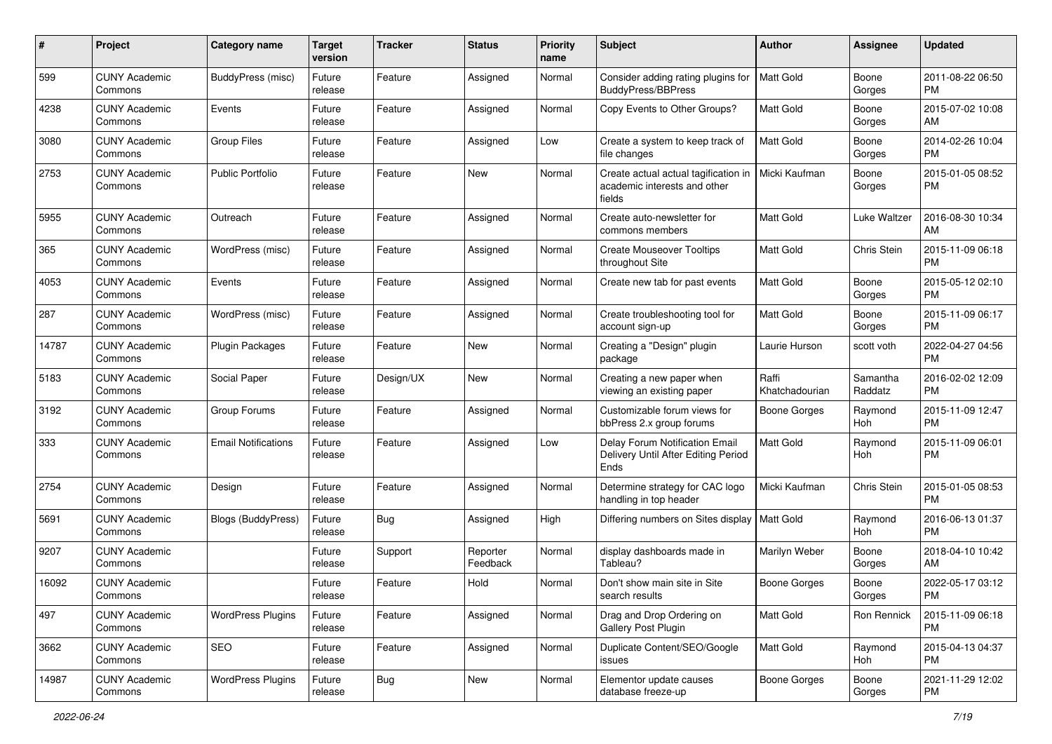| # | Project | Category name | Target version | Tracker | Status | Priority name | Subject | Author | Assignee | Updated |
|---|---|---|---|---|---|---|---|---|---|---|
| 599 | CUNY Academic Commons | BuddyPress (misc) | Future release | Feature | Assigned | Normal | Consider adding rating plugins for BuddyPress/BBPress | Matt Gold | Boone Gorges | 2011-08-22 06:50 PM |
| 4238 | CUNY Academic Commons | Events | Future release | Feature | Assigned | Normal | Copy Events to Other Groups? | Matt Gold | Boone Gorges | 2015-07-02 10:08 AM |
| 3080 | CUNY Academic Commons | Group Files | Future release | Feature | Assigned | Low | Create a system to keep track of file changes | Matt Gold | Boone Gorges | 2014-02-26 10:04 PM |
| 2753 | CUNY Academic Commons | Public Portfolio | Future release | Feature | New | Normal | Create actual actual tagification in academic interests and other fields | Micki Kaufman | Boone Gorges | 2015-01-05 08:52 PM |
| 5955 | CUNY Academic Commons | Outreach | Future release | Feature | Assigned | Normal | Create auto-newsletter for commons members | Matt Gold | Luke Waltzer | 2016-08-30 10:34 AM |
| 365 | CUNY Academic Commons | WordPress (misc) | Future release | Feature | Assigned | Normal | Create Mouseover Tooltips throughout Site | Matt Gold | Chris Stein | 2015-11-09 06:18 PM |
| 4053 | CUNY Academic Commons | Events | Future release | Feature | Assigned | Normal | Create new tab for past events | Matt Gold | Boone Gorges | 2015-05-12 02:10 PM |
| 287 | CUNY Academic Commons | WordPress (misc) | Future release | Feature | Assigned | Normal | Create troubleshooting tool for account sign-up | Matt Gold | Boone Gorges | 2015-11-09 06:17 PM |
| 14787 | CUNY Academic Commons | Plugin Packages | Future release | Feature | New | Normal | Creating a "Design" plugin package | Laurie Hurson | scott voth | 2022-04-27 04:56 PM |
| 5183 | CUNY Academic Commons | Social Paper | Future release | Design/UX | New | Normal | Creating a new paper when viewing an existing paper | Raffi Khatchadourian | Samantha Raddatz | 2016-02-02 12:09 PM |
| 3192 | CUNY Academic Commons | Group Forums | Future release | Feature | Assigned | Normal | Customizable forum views for bbPress 2.x group forums | Boone Gorges | Raymond Hoh | 2015-11-09 12:47 PM |
| 333 | CUNY Academic Commons | Email Notifications | Future release | Feature | Assigned | Low | Delay Forum Notification Email Delivery Until After Editing Period Ends | Matt Gold | Raymond Hoh | 2015-11-09 06:01 PM |
| 2754 | CUNY Academic Commons | Design | Future release | Feature | Assigned | Normal | Determine strategy for CAC logo handling in top header | Micki Kaufman | Chris Stein | 2015-01-05 08:53 PM |
| 5691 | CUNY Academic Commons | Blogs (BuddyPress) | Future release | Bug | Assigned | High | Differing numbers on Sites display | Matt Gold | Raymond Hoh | 2016-06-13 01:37 PM |
| 9207 | CUNY Academic Commons | | Future release | Support | Reporter Feedback | Normal | display dashboards made in Tableau? | Marilyn Weber | Boone Gorges | 2018-04-10 10:42 AM |
| 16092 | CUNY Academic Commons | | Future release | Feature | Hold | Normal | Don't show main site in Site search results | Boone Gorges | Boone Gorges | 2022-05-17 03:12 PM |
| 497 | CUNY Academic Commons | WordPress Plugins | Future release | Feature | Assigned | Normal | Drag and Drop Ordering on Gallery Post Plugin | Matt Gold | Ron Rennick | 2015-11-09 06:18 PM |
| 3662 | CUNY Academic Commons | SEO | Future release | Feature | Assigned | Normal | Duplicate Content/SEO/Google issues | Matt Gold | Raymond Hoh | 2015-04-13 04:37 PM |
| 14987 | CUNY Academic Commons | WordPress Plugins | Future release | Bug | New | Normal | Elementor update causes database freeze-up | Boone Gorges | Boone Gorges | 2021-11-29 12:02 PM |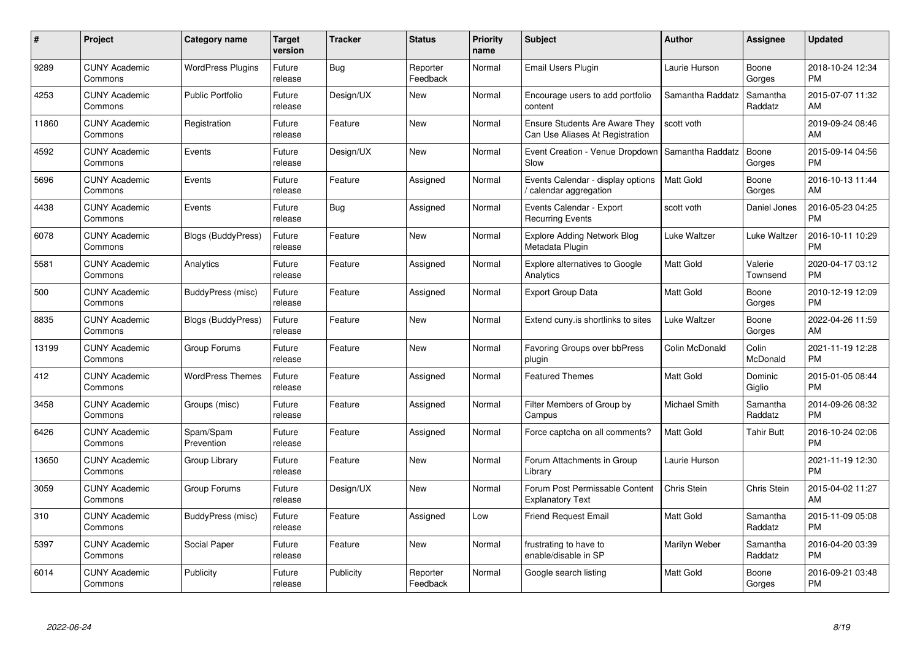| # | Project | Category name | Target version | Tracker | Status | Priority name | Subject | Author | Assignee | Updated |
|---|---|---|---|---|---|---|---|---|---|---|
| 9289 | CUNY Academic Commons | WordPress Plugins | Future release | Bug | Reporter Feedback | Normal | Email Users Plugin | Laurie Hurson | Boone Gorges | 2018-10-24 12:34 PM |
| 4253 | CUNY Academic Commons | Public Portfolio | Future release | Design/UX | New | Normal | Encourage users to add portfolio content | Samantha Raddatz | Samantha Raddatz | 2015-07-07 11:32 AM |
| 11860 | CUNY Academic Commons | Registration | Future release | Feature | New | Normal | Ensure Students Are Aware They Can Use Aliases At Registration | scott voth | | 2019-09-24 08:46 AM |
| 4592 | CUNY Academic Commons | Events | Future release | Design/UX | New | Normal | Event Creation - Venue Dropdown Slow | Samantha Raddatz | Boone Gorges | 2015-09-14 04:56 PM |
| 5696 | CUNY Academic Commons | Events | Future release | Feature | Assigned | Normal | Events Calendar - display options / calendar aggregation | Matt Gold | Boone Gorges | 2016-10-13 11:44 AM |
| 4438 | CUNY Academic Commons | Events | Future release | Bug | Assigned | Normal | Events Calendar - Export Recurring Events | scott voth | Daniel Jones | 2016-05-23 04:25 PM |
| 6078 | CUNY Academic Commons | Blogs (BuddyPress) | Future release | Feature | New | Normal | Explore Adding Network Blog Metadata Plugin | Luke Waltzer | Luke Waltzer | 2016-10-11 10:29 PM |
| 5581 | CUNY Academic Commons | Analytics | Future release | Feature | Assigned | Normal | Explore alternatives to Google Analytics | Matt Gold | Valerie Townsend | 2020-04-17 03:12 PM |
| 500 | CUNY Academic Commons | BuddyPress (misc) | Future release | Feature | Assigned | Normal | Export Group Data | Matt Gold | Boone Gorges | 2010-12-19 12:09 PM |
| 8835 | CUNY Academic Commons | Blogs (BuddyPress) | Future release | Feature | New | Normal | Extend cuny.is shortlinks to sites | Luke Waltzer | Boone Gorges | 2022-04-26 11:59 AM |
| 13199 | CUNY Academic Commons | Group Forums | Future release | Feature | New | Normal | Favoring Groups over bbPress plugin | Colin McDonald | Colin McDonald | 2021-11-19 12:28 PM |
| 412 | CUNY Academic Commons | WordPress Themes | Future release | Feature | Assigned | Normal | Featured Themes | Matt Gold | Dominic Giglio | 2015-01-05 08:44 PM |
| 3458 | CUNY Academic Commons | Groups (misc) | Future release | Feature | Assigned | Normal | Filter Members of Group by Campus | Michael Smith | Samantha Raddatz | 2014-09-26 08:32 PM |
| 6426 | CUNY Academic Commons | Spam/Spam Prevention | Future release | Feature | Assigned | Normal | Force captcha on all comments? | Matt Gold | Tahir Butt | 2016-10-24 02:06 PM |
| 13650 | CUNY Academic Commons | Group Library | Future release | Feature | New | Normal | Forum Attachments in Group Library | Laurie Hurson | | 2021-11-19 12:30 PM |
| 3059 | CUNY Academic Commons | Group Forums | Future release | Design/UX | New | Normal | Forum Post Permissable Content Explanatory Text | Chris Stein | Chris Stein | 2015-04-02 11:27 AM |
| 310 | CUNY Academic Commons | BuddyPress (misc) | Future release | Feature | Assigned | Low | Friend Request Email | Matt Gold | Samantha Raddatz | 2015-11-09 05:08 PM |
| 5397 | CUNY Academic Commons | Social Paper | Future release | Feature | New | Normal | frustrating to have to enable/disable in SP | Marilyn Weber | Samantha Raddatz | 2016-04-20 03:39 PM |
| 6014 | CUNY Academic Commons | Publicity | Future release | Publicity | Reporter Feedback | Normal | Google search listing | Matt Gold | Boone Gorges | 2016-09-21 03:48 PM |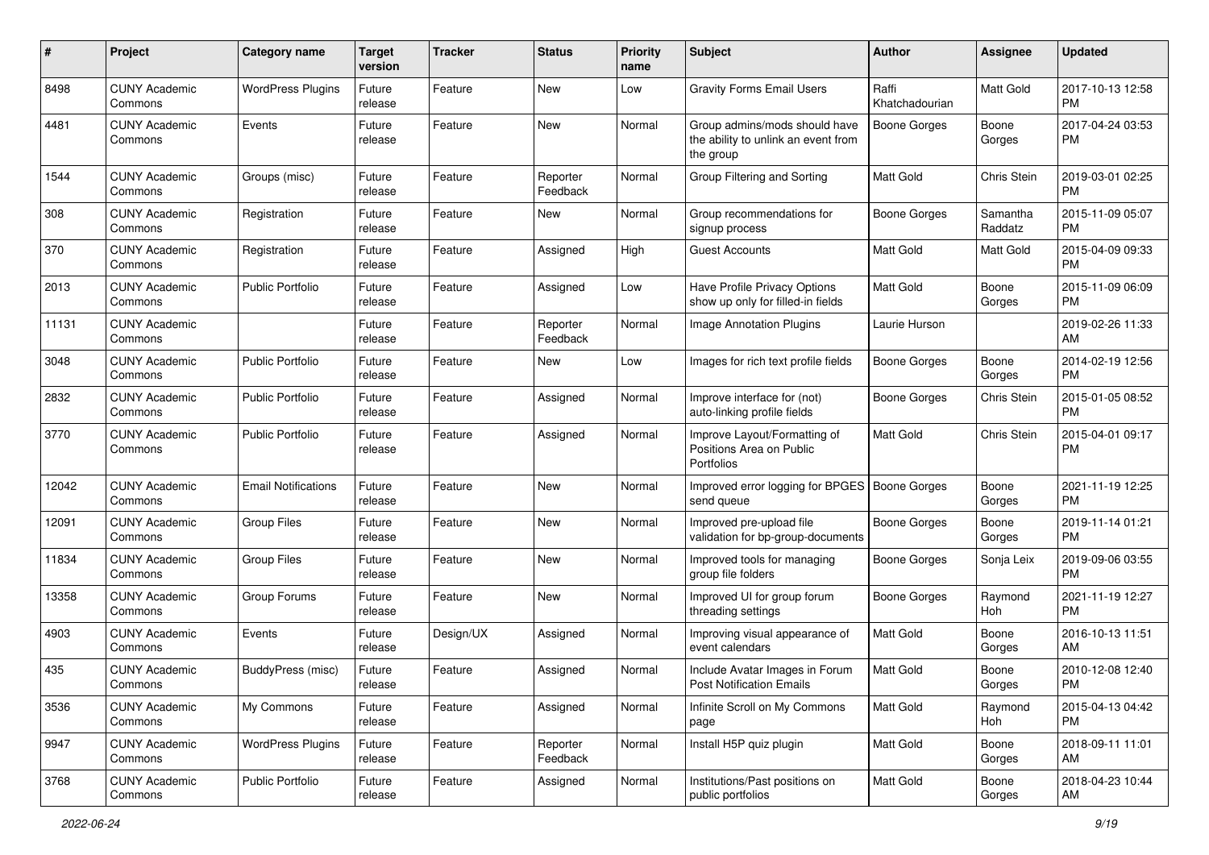| # | Project | Category name | Target version | Tracker | Status | Priority name | Subject | Author | Assignee | Updated |
|---|---|---|---|---|---|---|---|---|---|---|
| 8498 | CUNY Academic Commons | WordPress Plugins | Future release | Feature | New | Low | Gravity Forms Email Users | Raffi Khatchadourian | Matt Gold | 2017-10-13 12:58 PM |
| 4481 | CUNY Academic Commons | Events | Future release | Feature | New | Normal | Group admins/mods should have the ability to unlink an event from the group | Boone Gorges | Boone Gorges | 2017-04-24 03:53 PM |
| 1544 | CUNY Academic Commons | Groups (misc) | Future release | Feature | Reporter Feedback | Normal | Group Filtering and Sorting | Matt Gold | Chris Stein | 2019-03-01 02:25 PM |
| 308 | CUNY Academic Commons | Registration | Future release | Feature | New | Normal | Group recommendations for signup process | Boone Gorges | Samantha Raddatz | 2015-11-09 05:07 PM |
| 370 | CUNY Academic Commons | Registration | Future release | Feature | Assigned | High | Guest Accounts | Matt Gold | Matt Gold | 2015-04-09 09:33 PM |
| 2013 | CUNY Academic Commons | Public Portfolio | Future release | Feature | Assigned | Low | Have Profile Privacy Options show up only for filled-in fields | Matt Gold | Boone Gorges | 2015-11-09 06:09 PM |
| 11131 | CUNY Academic Commons | | Future release | Feature | Reporter Feedback | Normal | Image Annotation Plugins | Laurie Hurson | | 2019-02-26 11:33 AM |
| 3048 | CUNY Academic Commons | Public Portfolio | Future release | Feature | New | Low | Images for rich text profile fields | Boone Gorges | Boone Gorges | 2014-02-19 12:56 PM |
| 2832 | CUNY Academic Commons | Public Portfolio | Future release | Feature | Assigned | Normal | Improve interface for (not) auto-linking profile fields | Boone Gorges | Chris Stein | 2015-01-05 08:52 PM |
| 3770 | CUNY Academic Commons | Public Portfolio | Future release | Feature | Assigned | Normal | Improve Layout/Formatting of Positions Area on Public Portfolios | Matt Gold | Chris Stein | 2015-04-01 09:17 PM |
| 12042 | CUNY Academic Commons | Email Notifications | Future release | Feature | New | Normal | Improved error logging for BPGES send queue | Boone Gorges | Boone Gorges | 2021-11-19 12:25 PM |
| 12091 | CUNY Academic Commons | Group Files | Future release | Feature | New | Normal | Improved pre-upload file validation for bp-group-documents | Boone Gorges | Boone Gorges | 2019-11-14 01:21 PM |
| 11834 | CUNY Academic Commons | Group Files | Future release | Feature | New | Normal | Improved tools for managing group file folders | Boone Gorges | Sonja Leix | 2019-09-06 03:55 PM |
| 13358 | CUNY Academic Commons | Group Forums | Future release | Feature | New | Normal | Improved UI for group forum threading settings | Boone Gorges | Raymond Hoh | 2021-11-19 12:27 PM |
| 4903 | CUNY Academic Commons | Events | Future release | Design/UX | Assigned | Normal | Improving visual appearance of event calendars | Matt Gold | Boone Gorges | 2016-10-13 11:51 AM |
| 435 | CUNY Academic Commons | BuddyPress (misc) | Future release | Feature | Assigned | Normal | Include Avatar Images in Forum Post Notification Emails | Matt Gold | Boone Gorges | 2010-12-08 12:40 PM |
| 3536 | CUNY Academic Commons | My Commons | Future release | Feature | Assigned | Normal | Infinite Scroll on My Commons page | Matt Gold | Raymond Hoh | 2015-04-13 04:42 PM |
| 9947 | CUNY Academic Commons | WordPress Plugins | Future release | Feature | Reporter Feedback | Normal | Install H5P quiz plugin | Matt Gold | Boone Gorges | 2018-09-11 11:01 AM |
| 3768 | CUNY Academic Commons | Public Portfolio | Future release | Feature | Assigned | Normal | Institutions/Past positions on public portfolios | Matt Gold | Boone Gorges | 2018-04-23 10:44 AM |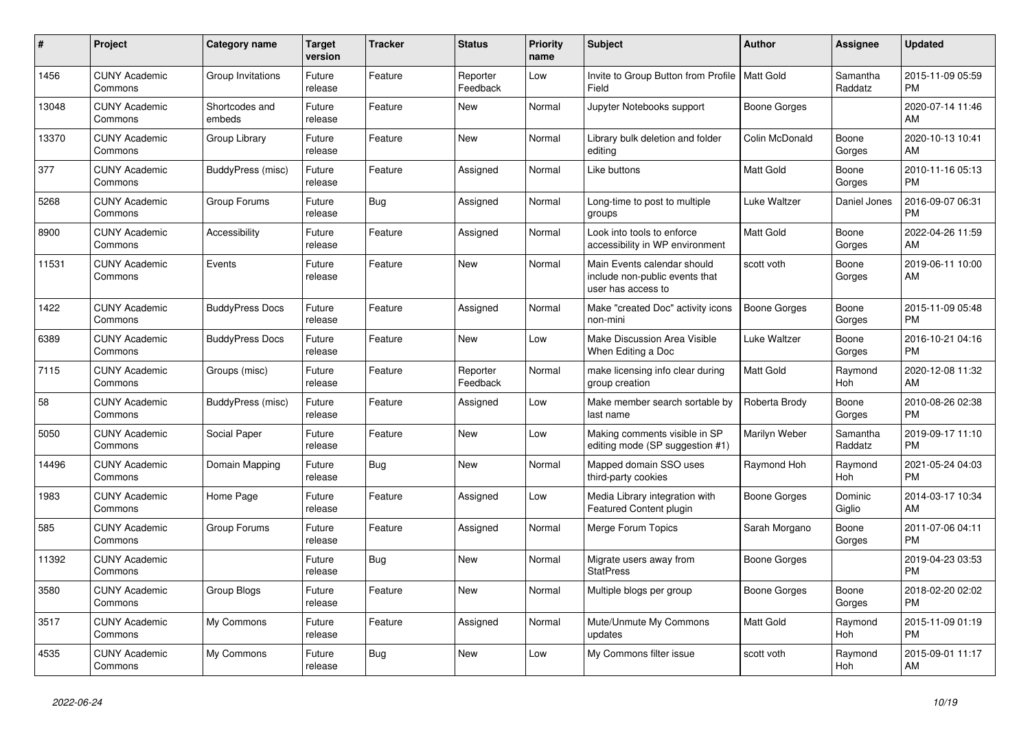| # | Project | Category name | Target version | Tracker | Status | Priority name | Subject | Author | Assignee | Updated |
|---|---|---|---|---|---|---|---|---|---|---|
| 1456 | CUNY Academic Commons | Group Invitations | Future release | Feature | Reporter Feedback | Low | Invite to Group Button from Profile Field | Matt Gold | Samantha Raddatz | 2015-11-09 05:59 PM |
| 13048 | CUNY Academic Commons | Shortcodes and embeds | Future release | Feature | New | Normal | Jupyter Notebooks support | Boone Gorges | | 2020-07-14 11:46 AM |
| 13370 | CUNY Academic Commons | Group Library | Future release | Feature | New | Normal | Library bulk deletion and folder editing | Colin McDonald | Boone Gorges | 2020-10-13 10:41 AM |
| 377 | CUNY Academic Commons | BuddyPress (misc) | Future release | Feature | Assigned | Normal | Like buttons | Matt Gold | Boone Gorges | 2010-11-16 05:13 PM |
| 5268 | CUNY Academic Commons | Group Forums | Future release | Bug | Assigned | Normal | Long-time to post to multiple groups | Luke Waltzer | Daniel Jones | 2016-09-07 06:31 PM |
| 8900 | CUNY Academic Commons | Accessibility | Future release | Feature | Assigned | Normal | Look into tools to enforce accessibility in WP environment | Matt Gold | Boone Gorges | 2022-04-26 11:59 AM |
| 11531 | CUNY Academic Commons | Events | Future release | Feature | New | Normal | Main Events calendar should include non-public events that user has access to | scott voth | Boone Gorges | 2019-06-11 10:00 AM |
| 1422 | CUNY Academic Commons | BuddyPress Docs | Future release | Feature | Assigned | Normal | Make "created Doc" activity icons non-mini | Boone Gorges | Boone Gorges | 2015-11-09 05:48 PM |
| 6389 | CUNY Academic Commons | BuddyPress Docs | Future release | Feature | New | Low | Make Discussion Area Visible When Editing a Doc | Luke Waltzer | Boone Gorges | 2016-10-21 04:16 PM |
| 7115 | CUNY Academic Commons | Groups (misc) | Future release | Feature | Reporter Feedback | Normal | make licensing info clear during group creation | Matt Gold | Raymond Hoh | 2020-12-08 11:32 AM |
| 58 | CUNY Academic Commons | BuddyPress (misc) | Future release | Feature | Assigned | Low | Make member search sortable by last name | Roberta Brody | Boone Gorges | 2010-08-26 02:38 PM |
| 5050 | CUNY Academic Commons | Social Paper | Future release | Feature | New | Low | Making comments visible in SP editing mode (SP suggestion #1) | Marilyn Weber | Samantha Raddatz | 2019-09-17 11:10 PM |
| 14496 | CUNY Academic Commons | Domain Mapping | Future release | Bug | New | Normal | Mapped domain SSO uses third-party cookies | Raymond Hoh | Raymond Hoh | 2021-05-24 04:03 PM |
| 1983 | CUNY Academic Commons | Home Page | Future release | Feature | Assigned | Low | Media Library integration with Featured Content plugin | Boone Gorges | Dominic Giglio | 2014-03-17 10:34 AM |
| 585 | CUNY Academic Commons | Group Forums | Future release | Feature | Assigned | Normal | Merge Forum Topics | Sarah Morgano | Boone Gorges | 2011-07-06 04:11 PM |
| 11392 | CUNY Academic Commons | | Future release | Bug | New | Normal | Migrate users away from StatPress | Boone Gorges | | 2019-04-23 03:53 PM |
| 3580 | CUNY Academic Commons | Group Blogs | Future release | Feature | New | Normal | Multiple blogs per group | Boone Gorges | Boone Gorges | 2018-02-20 02:02 PM |
| 3517 | CUNY Academic Commons | My Commons | Future release | Feature | Assigned | Normal | Mute/Unmute My Commons updates | Matt Gold | Raymond Hoh | 2015-11-09 01:19 PM |
| 4535 | CUNY Academic Commons | My Commons | Future release | Bug | New | Low | My Commons filter issue | scott voth | Raymond Hoh | 2015-09-01 11:17 AM |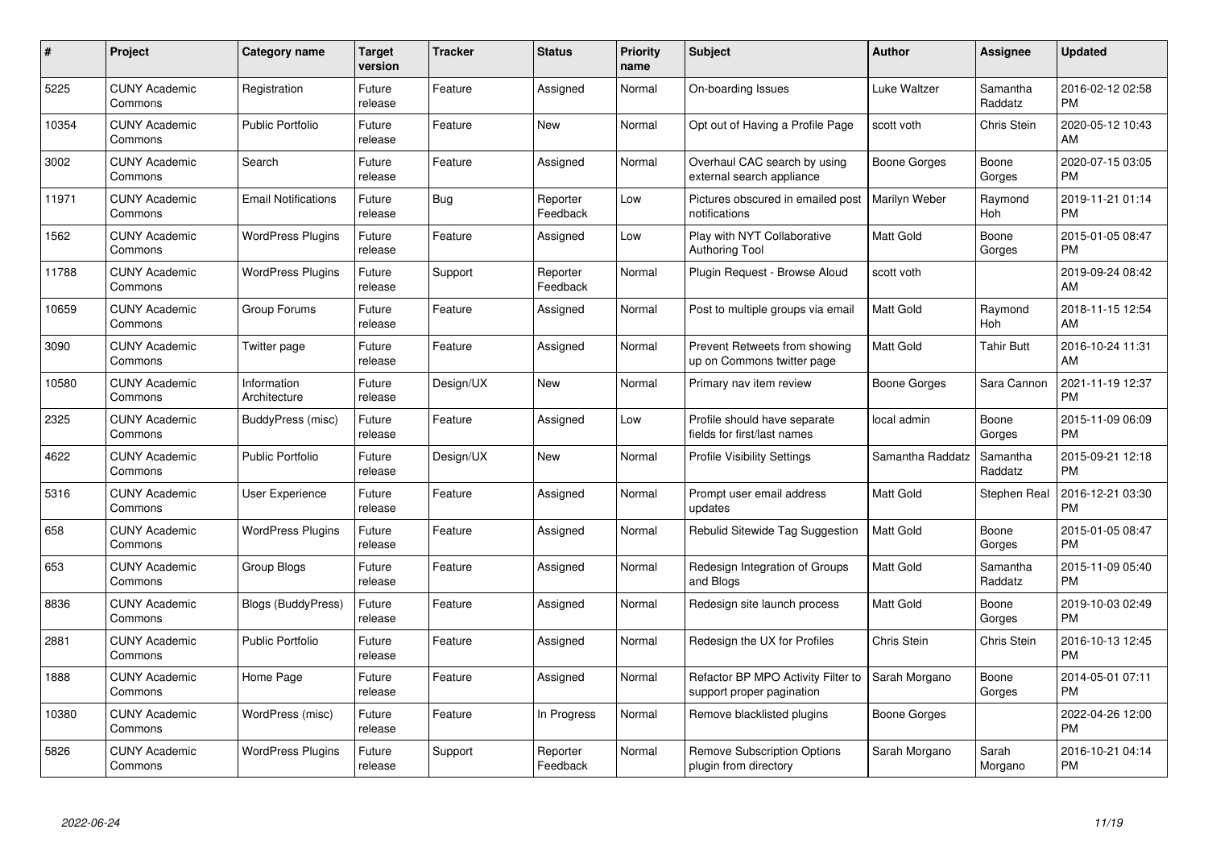| # | Project | Category name | Target version | Tracker | Status | Priority name | Subject | Author | Assignee | Updated |
|---|---|---|---|---|---|---|---|---|---|---|
| 5225 | CUNY Academic Commons | Registration | Future release | Feature | Assigned | Normal | On-boarding Issues | Luke Waltzer | Samantha Raddatz | 2016-02-12 02:58 PM |
| 10354 | CUNY Academic Commons | Public Portfolio | Future release | Feature | New | Normal | Opt out of Having a Profile Page | scott voth | Chris Stein | 2020-05-12 10:43 AM |
| 3002 | CUNY Academic Commons | Search | Future release | Feature | Assigned | Normal | Overhaul CAC search by using external search appliance | Boone Gorges | Boone Gorges | 2020-07-15 03:05 PM |
| 11971 | CUNY Academic Commons | Email Notifications | Future release | Bug | Reporter Feedback | Low | Pictures obscured in emailed post notifications | Marilyn Weber | Raymond Hoh | 2019-11-21 01:14 PM |
| 1562 | CUNY Academic Commons | WordPress Plugins | Future release | Feature | Assigned | Low | Play with NYT Collaborative Authoring Tool | Matt Gold | Boone Gorges | 2015-01-05 08:47 PM |
| 11788 | CUNY Academic Commons | WordPress Plugins | Future release | Support | Reporter Feedback | Normal | Plugin Request - Browse Aloud | scott voth | | 2019-09-24 08:42 AM |
| 10659 | CUNY Academic Commons | Group Forums | Future release | Feature | Assigned | Normal | Post to multiple groups via email | Matt Gold | Raymond Hoh | 2018-11-15 12:54 AM |
| 3090 | CUNY Academic Commons | Twitter page | Future release | Feature | Assigned | Normal | Prevent Retweets from showing up on Commons twitter page | Matt Gold | Tahir Butt | 2016-10-24 11:31 AM |
| 10580 | CUNY Academic Commons | Information Architecture | Future release | Design/UX | New | Normal | Primary nav item review | Boone Gorges | Sara Cannon | 2021-11-19 12:37 PM |
| 2325 | CUNY Academic Commons | BuddyPress (misc) | Future release | Feature | Assigned | Low | Profile should have separate fields for first/last names | local admin | Boone Gorges | 2015-11-09 06:09 PM |
| 4622 | CUNY Academic Commons | Public Portfolio | Future release | Design/UX | New | Normal | Profile Visibility Settings | Samantha Raddatz | Samantha Raddatz | 2015-09-21 12:18 PM |
| 5316 | CUNY Academic Commons | User Experience | Future release | Feature | Assigned | Normal | Prompt user email address updates | Matt Gold | Stephen Real | 2016-12-21 03:30 PM |
| 658 | CUNY Academic Commons | WordPress Plugins | Future release | Feature | Assigned | Normal | Rebulid Sitewide Tag Suggestion | Matt Gold | Boone Gorges | 2015-01-05 08:47 PM |
| 653 | CUNY Academic Commons | Group Blogs | Future release | Feature | Assigned | Normal | Redesign Integration of Groups and Blogs | Matt Gold | Samantha Raddatz | 2015-11-09 05:40 PM |
| 8836 | CUNY Academic Commons | Blogs (BuddyPress) | Future release | Feature | Assigned | Normal | Redesign site launch process | Matt Gold | Boone Gorges | 2019-10-03 02:49 PM |
| 2881 | CUNY Academic Commons | Public Portfolio | Future release | Feature | Assigned | Normal | Redesign the UX for Profiles | Chris Stein | Chris Stein | 2016-10-13 12:45 PM |
| 1888 | CUNY Academic Commons | Home Page | Future release | Feature | Assigned | Normal | Refactor BP MPO Activity Filter to support proper pagination | Sarah Morgano | Boone Gorges | 2014-05-01 07:11 PM |
| 10380 | CUNY Academic Commons | WordPress (misc) | Future release | Feature | In Progress | Normal | Remove blacklisted plugins | Boone Gorges | | 2022-04-26 12:00 PM |
| 5826 | CUNY Academic Commons | WordPress Plugins | Future release | Support | Reporter Feedback | Normal | Remove Subscription Options plugin from directory | Sarah Morgano | Sarah Morgano | 2016-10-21 04:14 PM |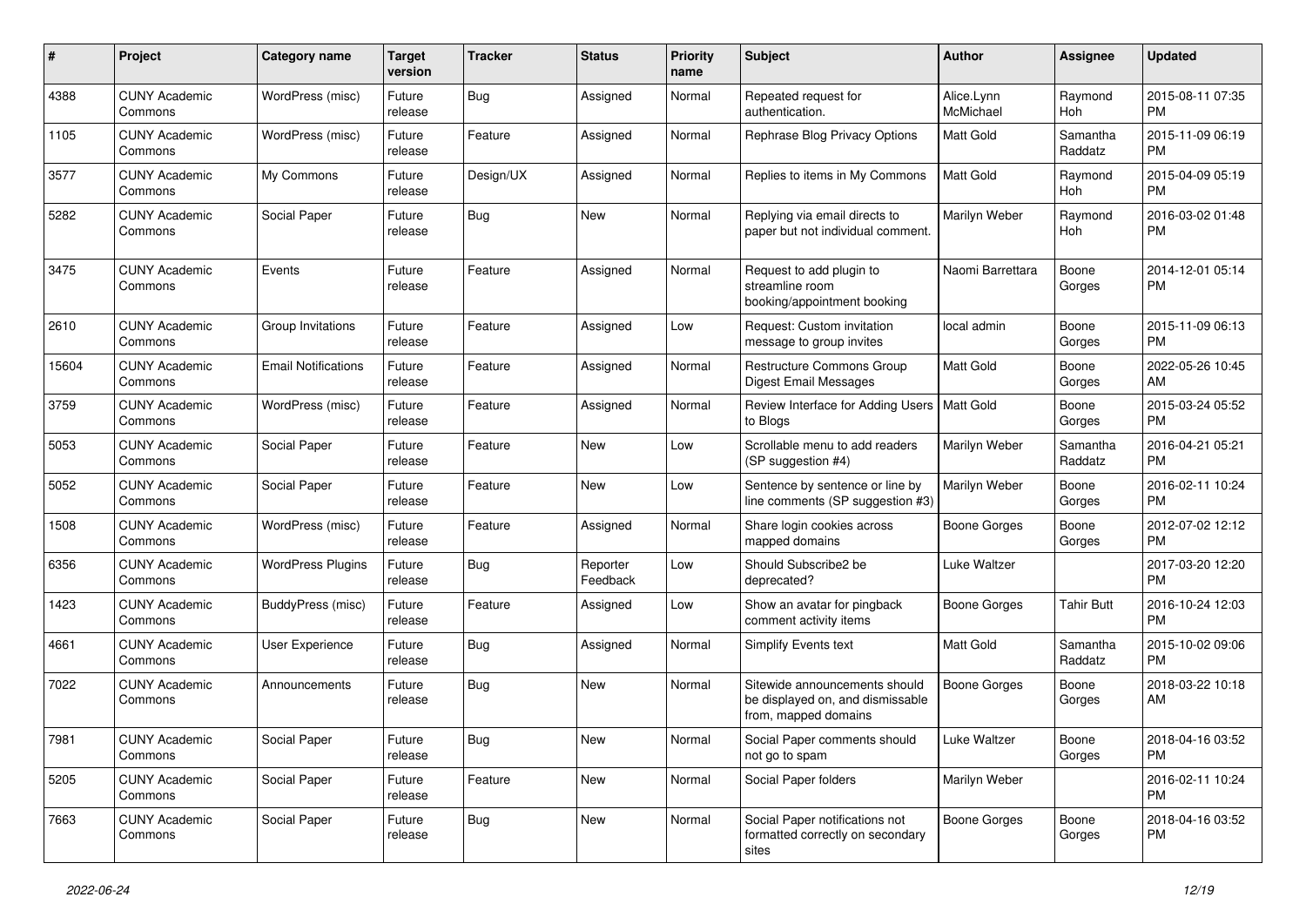| # | Project | Category name | Target version | Tracker | Status | Priority name | Subject | Author | Assignee | Updated |
|---|---|---|---|---|---|---|---|---|---|---|
| 4388 | CUNY Academic Commons | WordPress (misc) | Future release | Bug | Assigned | Normal | Repeated request for authentication. | Alice.Lynn McMichael | Raymond Hoh | 2015-08-11 07:35 PM |
| 1105 | CUNY Academic Commons | WordPress (misc) | Future release | Feature | Assigned | Normal | Rephrase Blog Privacy Options | Matt Gold | Samantha Raddatz | 2015-11-09 06:19 PM |
| 3577 | CUNY Academic Commons | My Commons | Future release | Design/UX | Assigned | Normal | Replies to items in My Commons | Matt Gold | Raymond Hoh | 2015-04-09 05:19 PM |
| 5282 | CUNY Academic Commons | Social Paper | Future release | Bug | New | Normal | Replying via email directs to paper but not individual comment. | Marilyn Weber | Raymond Hoh | 2016-03-02 01:48 PM |
| 3475 | CUNY Academic Commons | Events | Future release | Feature | Assigned | Normal | Request to add plugin to streamline room booking/appointment booking | Naomi Barrettara | Boone Gorges | 2014-12-01 05:14 PM |
| 2610 | CUNY Academic Commons | Group Invitations | Future release | Feature | Assigned | Low | Request: Custom invitation message to group invites | local admin | Boone Gorges | 2015-11-09 06:13 PM |
| 15604 | CUNY Academic Commons | Email Notifications | Future release | Feature | Assigned | Normal | Restructure Commons Group Digest Email Messages | Matt Gold | Boone Gorges | 2022-05-26 10:45 AM |
| 3759 | CUNY Academic Commons | WordPress (misc) | Future release | Feature | Assigned | Normal | Review Interface for Adding Users to Blogs | Matt Gold | Boone Gorges | 2015-03-24 05:52 PM |
| 5053 | CUNY Academic Commons | Social Paper | Future release | Feature | New | Low | Scrollable menu to add readers (SP suggestion #4) | Marilyn Weber | Samantha Raddatz | 2016-04-21 05:21 PM |
| 5052 | CUNY Academic Commons | Social Paper | Future release | Feature | New | Low | Sentence by sentence or line by line comments (SP suggestion #3) | Marilyn Weber | Boone Gorges | 2016-02-11 10:24 PM |
| 1508 | CUNY Academic Commons | WordPress (misc) | Future release | Feature | Assigned | Normal | Share login cookies across mapped domains | Boone Gorges | Boone Gorges | 2012-07-02 12:12 PM |
| 6356 | CUNY Academic Commons | WordPress Plugins | Future release | Bug | Reporter Feedback | Low | Should Subscribe2 be deprecated? | Luke Waltzer | | 2017-03-20 12:20 PM |
| 1423 | CUNY Academic Commons | BuddyPress (misc) | Future release | Feature | Assigned | Low | Show an avatar for pingback comment activity items | Boone Gorges | Tahir Butt | 2016-10-24 12:03 PM |
| 4661 | CUNY Academic Commons | User Experience | Future release | Bug | Assigned | Normal | Simplify Events text | Matt Gold | Samantha Raddatz | 2015-10-02 09:06 PM |
| 7022 | CUNY Academic Commons | Announcements | Future release | Bug | New | Normal | Sitewide announcements should be displayed on, and dismissable from, mapped domains | Boone Gorges | Boone Gorges | 2018-03-22 10:18 AM |
| 7981 | CUNY Academic Commons | Social Paper | Future release | Bug | New | Normal | Social Paper comments should not go to spam | Luke Waltzer | Boone Gorges | 2018-04-16 03:52 PM |
| 5205 | CUNY Academic Commons | Social Paper | Future release | Feature | New | Normal | Social Paper folders | Marilyn Weber | | 2016-02-11 10:24 PM |
| 7663 | CUNY Academic Commons | Social Paper | Future release | Bug | New | Normal | Social Paper notifications not formatted correctly on secondary sites | Boone Gorges | Boone Gorges | 2018-04-16 03:52 PM |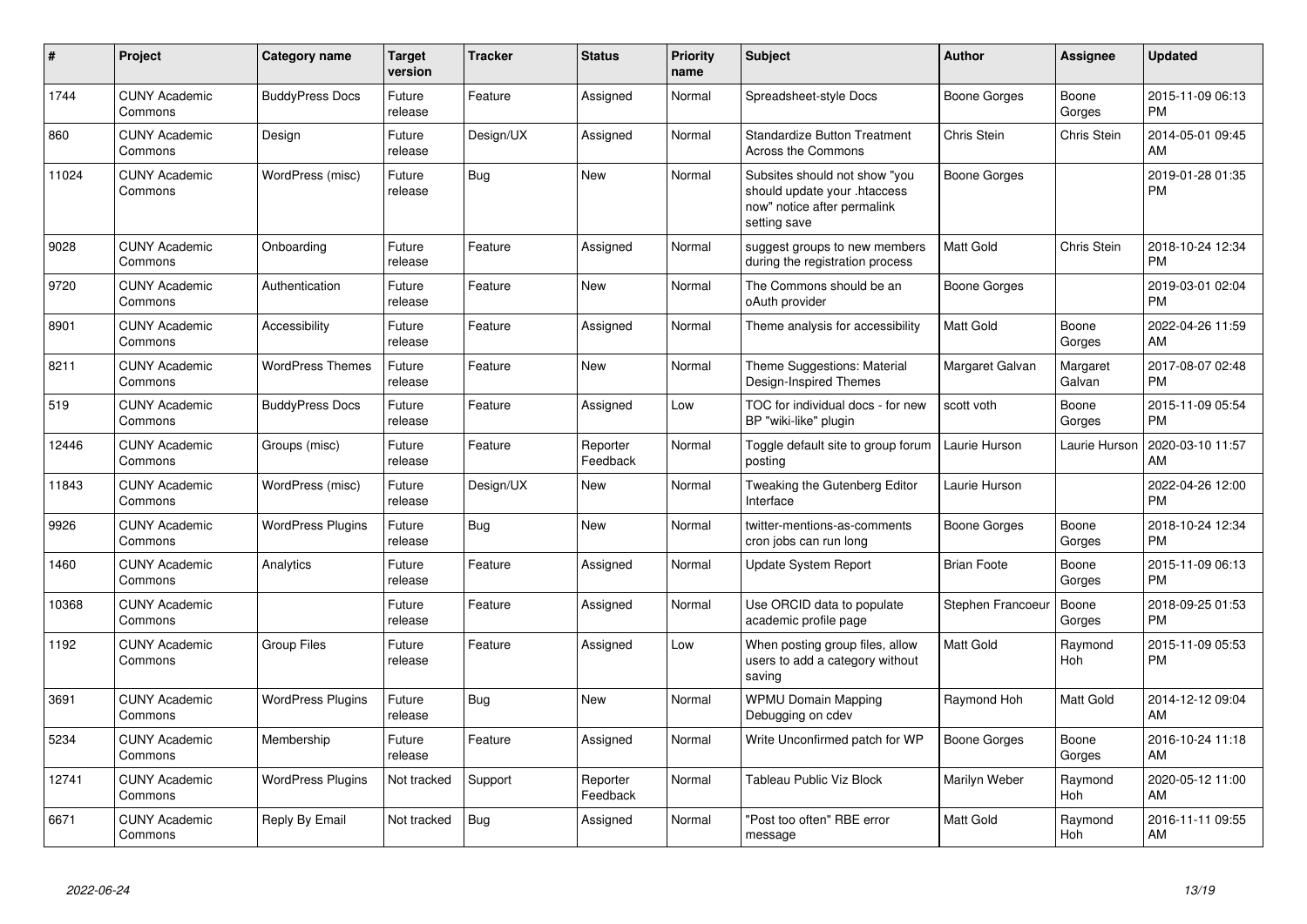| # | Project | Category name | Target version | Tracker | Status | Priority name | Subject | Author | Assignee | Updated |
|---|---|---|---|---|---|---|---|---|---|---|
| 1744 | CUNY Academic Commons | BuddyPress Docs | Future release | Feature | Assigned | Normal | Spreadsheet-style Docs | Boone Gorges | Boone Gorges | 2015-11-09 06:13 PM |
| 860 | CUNY Academic Commons | Design | Future release | Design/UX | Assigned | Normal | Standardize Button Treatment Across the Commons | Chris Stein | Chris Stein | 2014-05-01 09:45 AM |
| 11024 | CUNY Academic Commons | WordPress (misc) | Future release | Bug | New | Normal | Subsites should not show "you should update your .htaccess now" notice after permalink setting save | Boone Gorges | | 2019-01-28 01:35 PM |
| 9028 | CUNY Academic Commons | Onboarding | Future release | Feature | Assigned | Normal | suggest groups to new members during the registration process | Matt Gold | Chris Stein | 2018-10-24 12:34 PM |
| 9720 | CUNY Academic Commons | Authentication | Future release | Feature | New | Normal | The Commons should be an oAuth provider | Boone Gorges | | 2019-03-01 02:04 PM |
| 8901 | CUNY Academic Commons | Accessibility | Future release | Feature | Assigned | Normal | Theme analysis for accessibility | Matt Gold | Boone Gorges | 2022-04-26 11:59 AM |
| 8211 | CUNY Academic Commons | WordPress Themes | Future release | Feature | New | Normal | Theme Suggestions: Material Design-Inspired Themes | Margaret Galvan | Margaret Galvan | 2017-08-07 02:48 PM |
| 519 | CUNY Academic Commons | BuddyPress Docs | Future release | Feature | Assigned | Low | TOC for individual docs - for new BP "wiki-like" plugin | scott voth | Boone Gorges | 2015-11-09 05:54 PM |
| 12446 | CUNY Academic Commons | Groups (misc) | Future release | Feature | Reporter Feedback | Normal | Toggle default site to group forum posting | Laurie Hurson | Laurie Hurson | 2020-03-10 11:57 AM |
| 11843 | CUNY Academic Commons | WordPress (misc) | Future release | Design/UX | New | Normal | Tweaking the Gutenberg Editor Interface | Laurie Hurson | | 2022-04-26 12:00 PM |
| 9926 | CUNY Academic Commons | WordPress Plugins | Future release | Bug | New | Normal | twitter-mentions-as-comments cron jobs can run long | Boone Gorges | Boone Gorges | 2018-10-24 12:34 PM |
| 1460 | CUNY Academic Commons | Analytics | Future release | Feature | Assigned | Normal | Update System Report | Brian Foote | Boone Gorges | 2015-11-09 06:13 PM |
| 10368 | CUNY Academic Commons | | Future release | Feature | Assigned | Normal | Use ORCID data to populate academic profile page | Stephen Francoeur | Boone Gorges | 2018-09-25 01:53 PM |
| 1192 | CUNY Academic Commons | Group Files | Future release | Feature | Assigned | Low | When posting group files, allow users to add a category without saving | Matt Gold | Raymond Hoh | 2015-11-09 05:53 PM |
| 3691 | CUNY Academic Commons | WordPress Plugins | Future release | Bug | New | Normal | WPMU Domain Mapping Debugging on cdev | Raymond Hoh | Matt Gold | 2014-12-12 09:04 AM |
| 5234 | CUNY Academic Commons | Membership | Future release | Feature | Assigned | Normal | Write Unconfirmed patch for WP | Boone Gorges | Boone Gorges | 2016-10-24 11:18 AM |
| 12741 | CUNY Academic Commons | WordPress Plugins | Not tracked | Support | Reporter Feedback | Normal | Tableau Public Viz Block | Marilyn Weber | Raymond Hoh | 2020-05-12 11:00 AM |
| 6671 | CUNY Academic Commons | Reply By Email | Not tracked | Bug | Assigned | Normal | "Post too often" RBE error message | Matt Gold | Raymond Hoh | 2016-11-11 09:55 AM |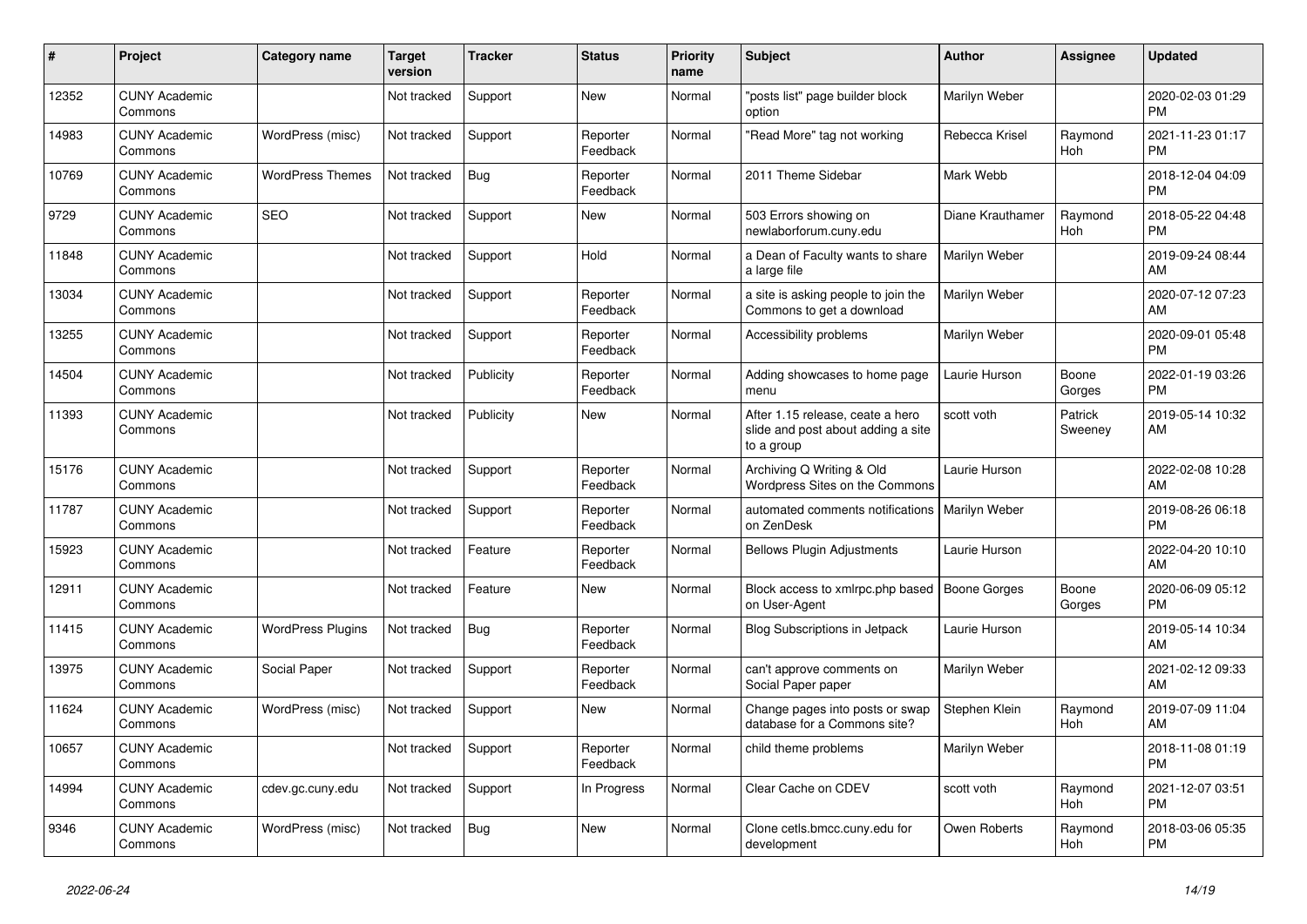| # | Project | Category name | Target version | Tracker | Status | Priority name | Subject | Author | Assignee | Updated |
|---|---|---|---|---|---|---|---|---|---|---|
| 12352 | CUNY Academic Commons | | Not tracked | Support | New | Normal | "posts list" page builder block option | Marilyn Weber | | 2020-02-03 01:29 PM |
| 14983 | CUNY Academic Commons | WordPress (misc) | Not tracked | Support | Reporter Feedback | Normal | "Read More" tag not working | Rebecca Krisel | Raymond Hoh | 2021-11-23 01:17 PM |
| 10769 | CUNY Academic Commons | WordPress Themes | Not tracked | Bug | Reporter Feedback | Normal | 2011 Theme Sidebar | Mark Webb | | 2018-12-04 04:09 PM |
| 9729 | CUNY Academic Commons | SEO | Not tracked | Support | New | Normal | 503 Errors showing on newlaborforum.cuny.edu | Diane Krauthamer | Raymond Hoh | 2018-05-22 04:48 PM |
| 11848 | CUNY Academic Commons | | Not tracked | Support | Hold | Normal | a Dean of Faculty wants to share a large file | Marilyn Weber | | 2019-09-24 08:44 AM |
| 13034 | CUNY Academic Commons | | Not tracked | Support | Reporter Feedback | Normal | a site is asking people to join the Commons to get a download | Marilyn Weber | | 2020-07-12 07:23 AM |
| 13255 | CUNY Academic Commons | | Not tracked | Support | Reporter Feedback | Normal | Accessibility problems | Marilyn Weber | | 2020-09-01 05:48 PM |
| 14504 | CUNY Academic Commons | | Not tracked | Publicity | Reporter Feedback | Normal | Adding showcases to home page menu | Laurie Hurson | Boone Gorges | 2022-01-19 03:26 PM |
| 11393 | CUNY Academic Commons | | Not tracked | Publicity | New | Normal | After 1.15 release, ceate a hero slide and post about adding a site to a group | scott voth | Patrick Sweeney | 2019-05-14 10:32 AM |
| 15176 | CUNY Academic Commons | | Not tracked | Support | Reporter Feedback | Normal | Archiving Q Writing & Old Wordpress Sites on the Commons | Laurie Hurson | | 2022-02-08 10:28 AM |
| 11787 | CUNY Academic Commons | | Not tracked | Support | Reporter Feedback | Normal | automated comments notifications on ZenDesk | Marilyn Weber | | 2019-08-26 06:18 PM |
| 15923 | CUNY Academic Commons | | Not tracked | Feature | Reporter Feedback | Normal | Bellows Plugin Adjustments | Laurie Hurson | | 2022-04-20 10:10 AM |
| 12911 | CUNY Academic Commons | | Not tracked | Feature | New | Normal | Block access to xmlrpc.php based on User-Agent | Boone Gorges | Boone Gorges | 2020-06-09 05:12 PM |
| 11415 | CUNY Academic Commons | WordPress Plugins | Not tracked | Bug | Reporter Feedback | Normal | Blog Subscriptions in Jetpack | Laurie Hurson | | 2019-05-14 10:34 AM |
| 13975 | CUNY Academic Commons | Social Paper | Not tracked | Support | Reporter Feedback | Normal | can't approve comments on Social Paper paper | Marilyn Weber | | 2021-02-12 09:33 AM |
| 11624 | CUNY Academic Commons | WordPress (misc) | Not tracked | Support | New | Normal | Change pages into posts or swap database for a Commons site? | Stephen Klein | Raymond Hoh | 2019-07-09 11:04 AM |
| 10657 | CUNY Academic Commons | | Not tracked | Support | Reporter Feedback | Normal | child theme problems | Marilyn Weber | | 2018-11-08 01:19 PM |
| 14994 | CUNY Academic Commons | cdev.gc.cuny.edu | Not tracked | Support | In Progress | Normal | Clear Cache on CDEV | scott voth | Raymond Hoh | 2021-12-07 03:51 PM |
| 9346 | CUNY Academic Commons | WordPress (misc) | Not tracked | Bug | New | Normal | Clone cetls.bmcc.cuny.edu for development | Owen Roberts | Raymond Hoh | 2018-03-06 05:35 PM |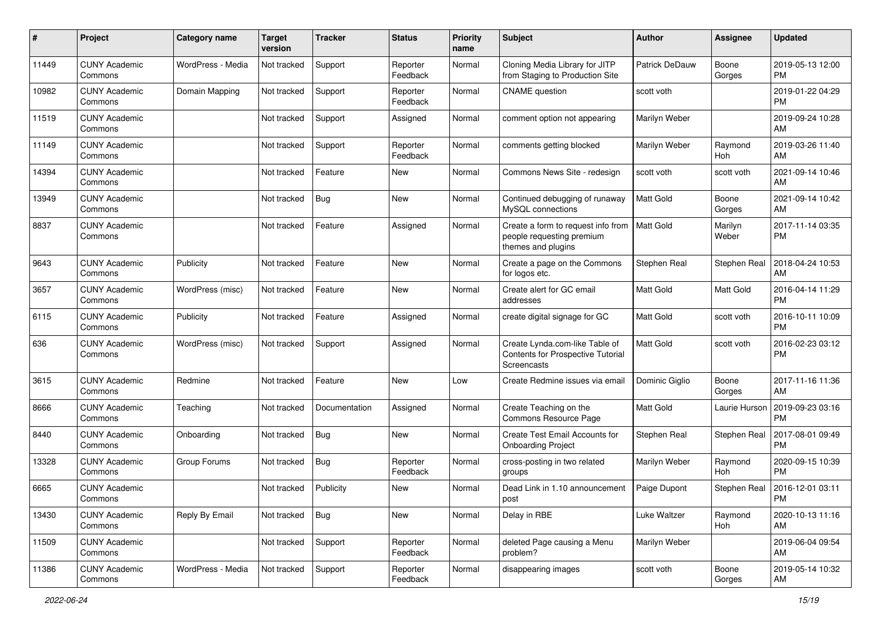| # | Project | Category name | Target version | Tracker | Status | Priority name | Subject | Author | Assignee | Updated |
|---|---|---|---|---|---|---|---|---|---|---|
| 11449 | CUNY Academic Commons | WordPress - Media | Not tracked | Support | Reporter Feedback | Normal | Cloning Media Library for JITP from Staging to Production Site | Patrick DeDauw | Boone Gorges | 2019-05-13 12:00 PM |
| 10982 | CUNY Academic Commons | Domain Mapping | Not tracked | Support | Reporter Feedback | Normal | CNAME question | scott voth | | 2019-01-22 04:29 PM |
| 11519 | CUNY Academic Commons | | Not tracked | Support | Assigned | Normal | comment option not appearing | Marilyn Weber | | 2019-09-24 10:28 AM |
| 11149 | CUNY Academic Commons | | Not tracked | Support | Reporter Feedback | Normal | comments getting blocked | Marilyn Weber | Raymond Hoh | 2019-03-26 11:40 AM |
| 14394 | CUNY Academic Commons | | Not tracked | Feature | New | Normal | Commons News Site - redesign | scott voth | scott voth | 2021-09-14 10:46 AM |
| 13949 | CUNY Academic Commons | | Not tracked | Bug | New | Normal | Continued debugging of runaway MySQL connections | Matt Gold | Boone Gorges | 2021-09-14 10:42 AM |
| 8837 | CUNY Academic Commons | | Not tracked | Feature | Assigned | Normal | Create a form to request info from people requesting premium themes and plugins | Matt Gold | Marilyn Weber | 2017-11-14 03:35 PM |
| 9643 | CUNY Academic Commons | Publicity | Not tracked | Feature | New | Normal | Create a page on the Commons for logos etc. | Stephen Real | Stephen Real | 2018-04-24 10:53 AM |
| 3657 | CUNY Academic Commons | WordPress (misc) | Not tracked | Feature | New | Normal | Create alert for GC email addresses | Matt Gold | Matt Gold | 2016-04-14 11:29 PM |
| 6115 | CUNY Academic Commons | Publicity | Not tracked | Feature | Assigned | Normal | create digital signage for GC | Matt Gold | scott voth | 2016-10-11 10:09 PM |
| 636 | CUNY Academic Commons | WordPress (misc) | Not tracked | Support | Assigned | Normal | Create Lynda.com-like Table of Contents for Prospective Tutorial Screencasts | Matt Gold | scott voth | 2016-02-23 03:12 PM |
| 3615 | CUNY Academic Commons | Redmine | Not tracked | Feature | New | Low | Create Redmine issues via email | Dominic Giglio | Boone Gorges | 2017-11-16 11:36 AM |
| 8666 | CUNY Academic Commons | Teaching | Not tracked | Documentation | Assigned | Normal | Create Teaching on the Commons Resource Page | Matt Gold | Laurie Hurson | 2019-09-23 03:16 PM |
| 8440 | CUNY Academic Commons | Onboarding | Not tracked | Bug | New | Normal | Create Test Email Accounts for Onboarding Project | Stephen Real | Stephen Real | 2017-08-01 09:49 PM |
| 13328 | CUNY Academic Commons | Group Forums | Not tracked | Bug | Reporter Feedback | Normal | cross-posting in two related groups | Marilyn Weber | Raymond Hoh | 2020-09-15 10:39 PM |
| 6665 | CUNY Academic Commons | | Not tracked | Publicity | New | Normal | Dead Link in 1.10 announcement post | Paige Dupont | Stephen Real | 2016-12-01 03:11 PM |
| 13430 | CUNY Academic Commons | Reply By Email | Not tracked | Bug | New | Normal | Delay in RBE | Luke Waltzer | Raymond Hoh | 2020-10-13 11:16 AM |
| 11509 | CUNY Academic Commons | | Not tracked | Support | Reporter Feedback | Normal | deleted Page causing a Menu problem? | Marilyn Weber | | 2019-06-04 09:54 AM |
| 11386 | CUNY Academic Commons | WordPress - Media | Not tracked | Support | Reporter Feedback | Normal | disappearing images | scott voth | Boone Gorges | 2019-05-14 10:32 AM |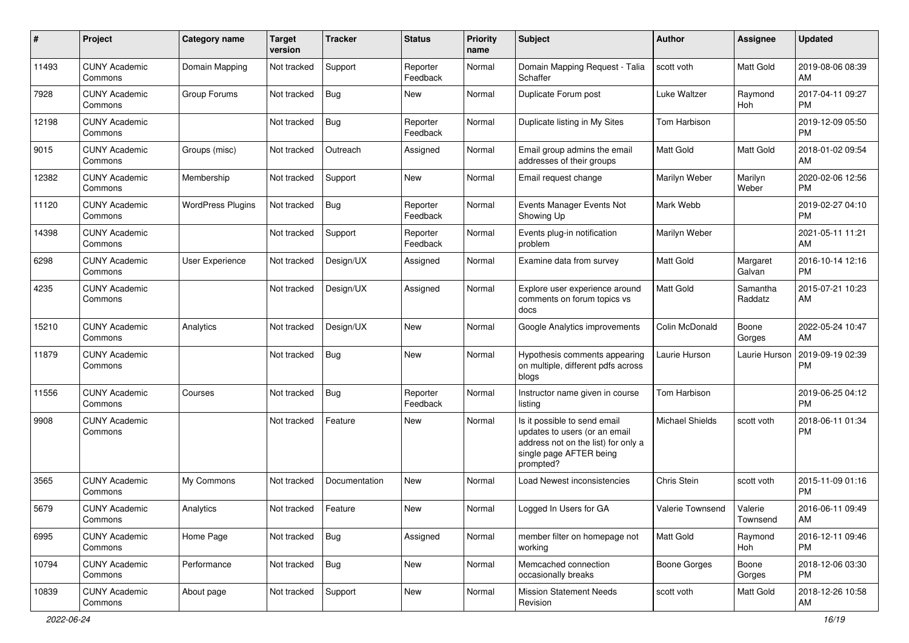| # | Project | Category name | Target version | Tracker | Status | Priority name | Subject | Author | Assignee | Updated |
|---|---|---|---|---|---|---|---|---|---|---|
| 11493 | CUNY Academic Commons | Domain Mapping | Not tracked | Support | Reporter Feedback | Normal | Domain Mapping Request - Talia Schaffer | scott voth | Matt Gold | 2019-08-06 08:39 AM |
| 7928 | CUNY Academic Commons | Group Forums | Not tracked | Bug | New | Normal | Duplicate Forum post | Luke Waltzer | Raymond Hoh | 2017-04-11 09:27 PM |
| 12198 | CUNY Academic Commons | | Not tracked | Bug | Reporter Feedback | Normal | Duplicate listing in My Sites | Tom Harbison | | 2019-12-09 05:50 PM |
| 9015 | CUNY Academic Commons | Groups (misc) | Not tracked | Outreach | Assigned | Normal | Email group admins the email addresses of their groups | Matt Gold | Matt Gold | 2018-01-02 09:54 AM |
| 12382 | CUNY Academic Commons | Membership | Not tracked | Support | New | Normal | Email request change | Marilyn Weber | Marilyn Weber | 2020-02-06 12:56 PM |
| 11120 | CUNY Academic Commons | WordPress Plugins | Not tracked | Bug | Reporter Feedback | Normal | Events Manager Events Not Showing Up | Mark Webb | | 2019-02-27 04:10 PM |
| 14398 | CUNY Academic Commons | | Not tracked | Support | Reporter Feedback | Normal | Events plug-in notification problem | Marilyn Weber | | 2021-05-11 11:21 AM |
| 6298 | CUNY Academic Commons | User Experience | Not tracked | Design/UX | Assigned | Normal | Examine data from survey | Matt Gold | Margaret Galvan | 2016-10-14 12:16 PM |
| 4235 | CUNY Academic Commons | | Not tracked | Design/UX | Assigned | Normal | Explore user experience around comments on forum topics vs docs | Matt Gold | Samantha Raddatz | 2015-07-21 10:23 AM |
| 15210 | CUNY Academic Commons | Analytics | Not tracked | Design/UX | New | Normal | Google Analytics improvements | Colin McDonald | Boone Gorges | 2022-05-24 10:47 AM |
| 11879 | CUNY Academic Commons | | Not tracked | Bug | New | Normal | Hypothesis comments appearing on multiple, different pdfs across blogs | Laurie Hurson | Laurie Hurson | 2019-09-19 02:39 PM |
| 11556 | CUNY Academic Commons | Courses | Not tracked | Bug | Reporter Feedback | Normal | Instructor name given in course listing | Tom Harbison | | 2019-06-25 04:12 PM |
| 9908 | CUNY Academic Commons | | Not tracked | Feature | New | Normal | Is it possible to send email updates to users (or an email address not on the list) for only a single page AFTER being prompted? | Michael Shields | scott voth | 2018-06-11 01:34 PM |
| 3565 | CUNY Academic Commons | My Commons | Not tracked | Documentation | New | Normal | Load Newest inconsistencies | Chris Stein | scott voth | 2015-11-09 01:16 PM |
| 5679 | CUNY Academic Commons | Analytics | Not tracked | Feature | New | Normal | Logged In Users for GA | Valerie Townsend | Valerie Townsend | 2016-06-11 09:49 AM |
| 6995 | CUNY Academic Commons | Home Page | Not tracked | Bug | Assigned | Normal | member filter on homepage not working | Matt Gold | Raymond Hoh | 2016-12-11 09:46 PM |
| 10794 | CUNY Academic Commons | Performance | Not tracked | Bug | New | Normal | Memcached connection occasionally breaks | Boone Gorges | Boone Gorges | 2018-12-06 03:30 PM |
| 10839 | CUNY Academic Commons | About page | Not tracked | Support | New | Normal | Mission Statement Needs Revision | scott voth | Matt Gold | 2018-12-26 10:58 AM |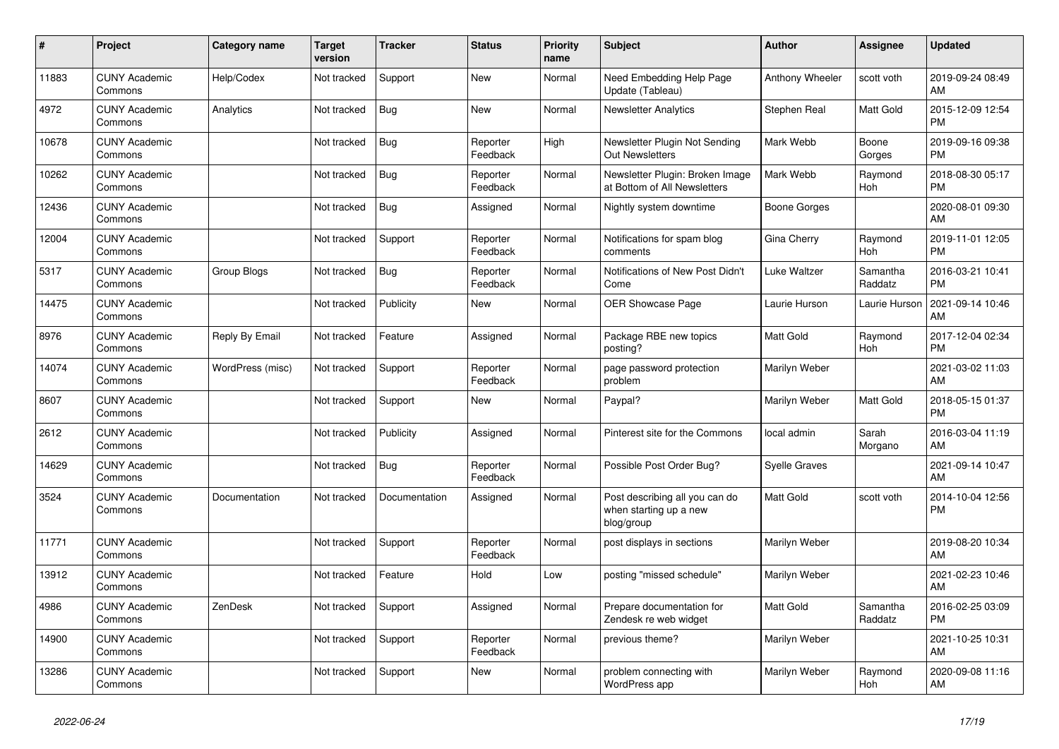| # | Project | Category name | Target version | Tracker | Status | Priority name | Subject | Author | Assignee | Updated |
|---|---|---|---|---|---|---|---|---|---|---|
| 11883 | CUNY Academic Commons | Help/Codex | Not tracked | Support | New | Normal | Need Embedding Help Page Update (Tableau) | Anthony Wheeler | scott voth | 2019-09-24 08:49 AM |
| 4972 | CUNY Academic Commons | Analytics | Not tracked | Bug | New | Normal | Newsletter Analytics | Stephen Real | Matt Gold | 2015-12-09 12:54 PM |
| 10678 | CUNY Academic Commons | | Not tracked | Bug | Reporter Feedback | High | Newsletter Plugin Not Sending Out Newsletters | Mark Webb | Boone Gorges | 2019-09-16 09:38 PM |
| 10262 | CUNY Academic Commons | | Not tracked | Bug | Reporter Feedback | Normal | Newsletter Plugin: Broken Image at Bottom of All Newsletters | Mark Webb | Raymond Hoh | 2018-08-30 05:17 PM |
| 12436 | CUNY Academic Commons | | Not tracked | Bug | Assigned | Normal | Nightly system downtime | Boone Gorges | | 2020-08-01 09:30 AM |
| 12004 | CUNY Academic Commons | | Not tracked | Support | Reporter Feedback | Normal | Notifications for spam blog comments | Gina Cherry | Raymond Hoh | 2019-11-01 12:05 PM |
| 5317 | CUNY Academic Commons | Group Blogs | Not tracked | Bug | Reporter Feedback | Normal | Notifications of New Post Didn't Come | Luke Waltzer | Samantha Raddatz | 2016-03-21 10:41 PM |
| 14475 | CUNY Academic Commons | | Not tracked | Publicity | New | Normal | OER Showcase Page | Laurie Hurson | Laurie Hurson | 2021-09-14 10:46 AM |
| 8976 | CUNY Academic Commons | Reply By Email | Not tracked | Feature | Assigned | Normal | Package RBE new topics posting? | Matt Gold | Raymond Hoh | 2017-12-04 02:34 PM |
| 14074 | CUNY Academic Commons | WordPress (misc) | Not tracked | Support | Reporter Feedback | Normal | page password protection problem | Marilyn Weber | | 2021-03-02 11:03 AM |
| 8607 | CUNY Academic Commons | | Not tracked | Support | New | Normal | Paypal? | Marilyn Weber | Matt Gold | 2018-05-15 01:37 PM |
| 2612 | CUNY Academic Commons | | Not tracked | Publicity | Assigned | Normal | Pinterest site for the Commons | local admin | Sarah Morgano | 2016-03-04 11:19 AM |
| 14629 | CUNY Academic Commons | | Not tracked | Bug | Reporter Feedback | Normal | Possible Post Order Bug? | Syelle Graves | | 2021-09-14 10:47 AM |
| 3524 | CUNY Academic Commons | Documentation | Not tracked | Documentation | Assigned | Normal | Post describing all you can do when starting up a new blog/group | Matt Gold | scott voth | 2014-10-04 12:56 PM |
| 11771 | CUNY Academic Commons | | Not tracked | Support | Reporter Feedback | Normal | post displays in sections | Marilyn Weber | | 2019-08-20 10:34 AM |
| 13912 | CUNY Academic Commons | | Not tracked | Feature | Hold | Low | posting "missed schedule" | Marilyn Weber | | 2021-02-23 10:46 AM |
| 4986 | CUNY Academic Commons | ZenDesk | Not tracked | Support | Assigned | Normal | Prepare documentation for Zendesk re web widget | Matt Gold | Samantha Raddatz | 2016-02-25 03:09 PM |
| 14900 | CUNY Academic Commons | | Not tracked | Support | Reporter Feedback | Normal | previous theme? | Marilyn Weber | | 2021-10-25 10:31 AM |
| 13286 | CUNY Academic Commons | | Not tracked | Support | New | Normal | problem connecting with WordPress app | Marilyn Weber | Raymond Hoh | 2020-09-08 11:16 AM |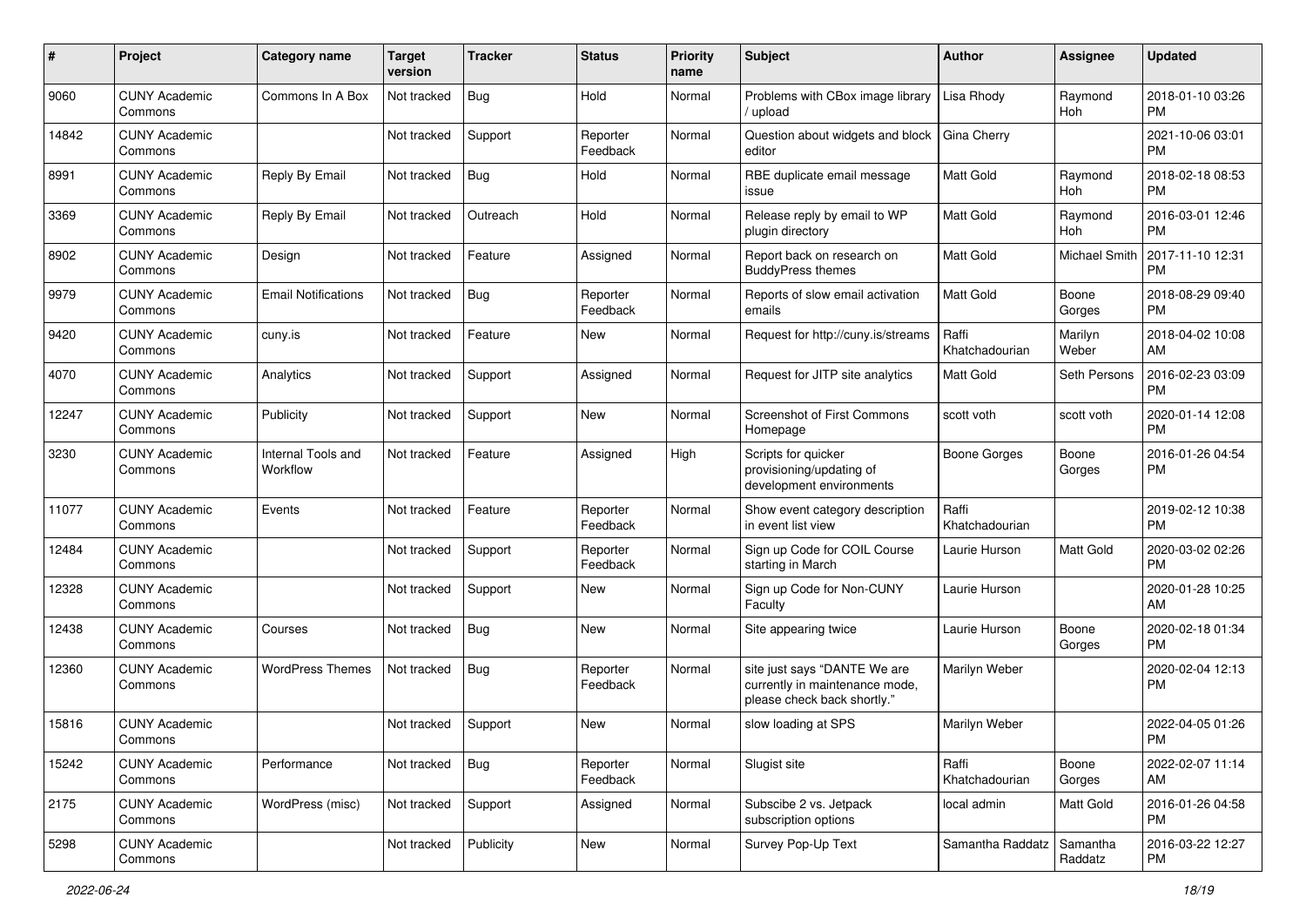| # | Project | Category name | Target version | Tracker | Status | Priority name | Subject | Author | Assignee | Updated |
|---|---|---|---|---|---|---|---|---|---|---|
| 9060 | CUNY Academic Commons | Commons In A Box | Not tracked | Bug | Hold | Normal | Problems with CBox image library / upload | Lisa Rhody | Raymond Hoh | 2018-01-10 03:26 PM |
| 14842 | CUNY Academic Commons | | Not tracked | Support | Reporter Feedback | Normal | Question about widgets and block editor | Gina Cherry | | 2021-10-06 03:01 PM |
| 8991 | CUNY Academic Commons | Reply By Email | Not tracked | Bug | Hold | Normal | RBE duplicate email message issue | Matt Gold | Raymond Hoh | 2018-02-18 08:53 PM |
| 3369 | CUNY Academic Commons | Reply By Email | Not tracked | Outreach | Hold | Normal | Release reply by email to WP plugin directory | Matt Gold | Raymond Hoh | 2016-03-01 12:46 PM |
| 8902 | CUNY Academic Commons | Design | Not tracked | Feature | Assigned | Normal | Report back on research on BuddyPress themes | Matt Gold | Michael Smith | 2017-11-10 12:31 PM |
| 9979 | CUNY Academic Commons | Email Notifications | Not tracked | Bug | Reporter Feedback | Normal | Reports of slow email activation emails | Matt Gold | Boone Gorges | 2018-08-29 09:40 PM |
| 9420 | CUNY Academic Commons | cuny.is | Not tracked | Feature | New | Normal | Request for http://cuny.is/streams | Raffi Khatchadourian | Marilyn Weber | 2018-04-02 10:08 AM |
| 4070 | CUNY Academic Commons | Analytics | Not tracked | Support | Assigned | Normal | Request for JITP site analytics | Matt Gold | Seth Persons | 2016-02-23 03:09 PM |
| 12247 | CUNY Academic Commons | Publicity | Not tracked | Support | New | Normal | Screenshot of First Commons Homepage | scott voth | scott voth | 2020-01-14 12:08 PM |
| 3230 | CUNY Academic Commons | Internal Tools and Workflow | Not tracked | Feature | Assigned | High | Scripts for quicker provisioning/updating of development environments | Boone Gorges | Boone Gorges | 2016-01-26 04:54 PM |
| 11077 | CUNY Academic Commons | Events | Not tracked | Feature | Reporter Feedback | Normal | Show event category description in event list view | Raffi Khatchadourian | | 2019-02-12 10:38 PM |
| 12484 | CUNY Academic Commons | | Not tracked | Support | Reporter Feedback | Normal | Sign up Code for COIL Course starting in March | Laurie Hurson | Matt Gold | 2020-03-02 02:26 PM |
| 12328 | CUNY Academic Commons | | Not tracked | Support | New | Normal | Sign up Code for Non-CUNY Faculty | Laurie Hurson | | 2020-01-28 10:25 AM |
| 12438 | CUNY Academic Commons | Courses | Not tracked | Bug | New | Normal | Site appearing twice | Laurie Hurson | Boone Gorges | 2020-02-18 01:34 PM |
| 12360 | CUNY Academic Commons | WordPress Themes | Not tracked | Bug | Reporter Feedback | Normal | site just says "DANTE We are currently in maintenance mode, please check back shortly." | Marilyn Weber | | 2020-02-04 12:13 PM |
| 15816 | CUNY Academic Commons | | Not tracked | Support | New | Normal | slow loading at SPS | Marilyn Weber | | 2022-04-05 01:26 PM |
| 15242 | CUNY Academic Commons | Performance | Not tracked | Bug | Reporter Feedback | Normal | Slugist site | Raffi Khatchadourian | Boone Gorges | 2022-02-07 11:14 AM |
| 2175 | CUNY Academic Commons | WordPress (misc) | Not tracked | Support | Assigned | Normal | Subscibe 2 vs. Jetpack subscription options | local admin | Matt Gold | 2016-01-26 04:58 PM |
| 5298 | CUNY Academic Commons | | Not tracked | Publicity | New | Normal | Survey Pop-Up Text | Samantha Raddatz | Samantha Raddatz | 2016-03-22 12:27 PM |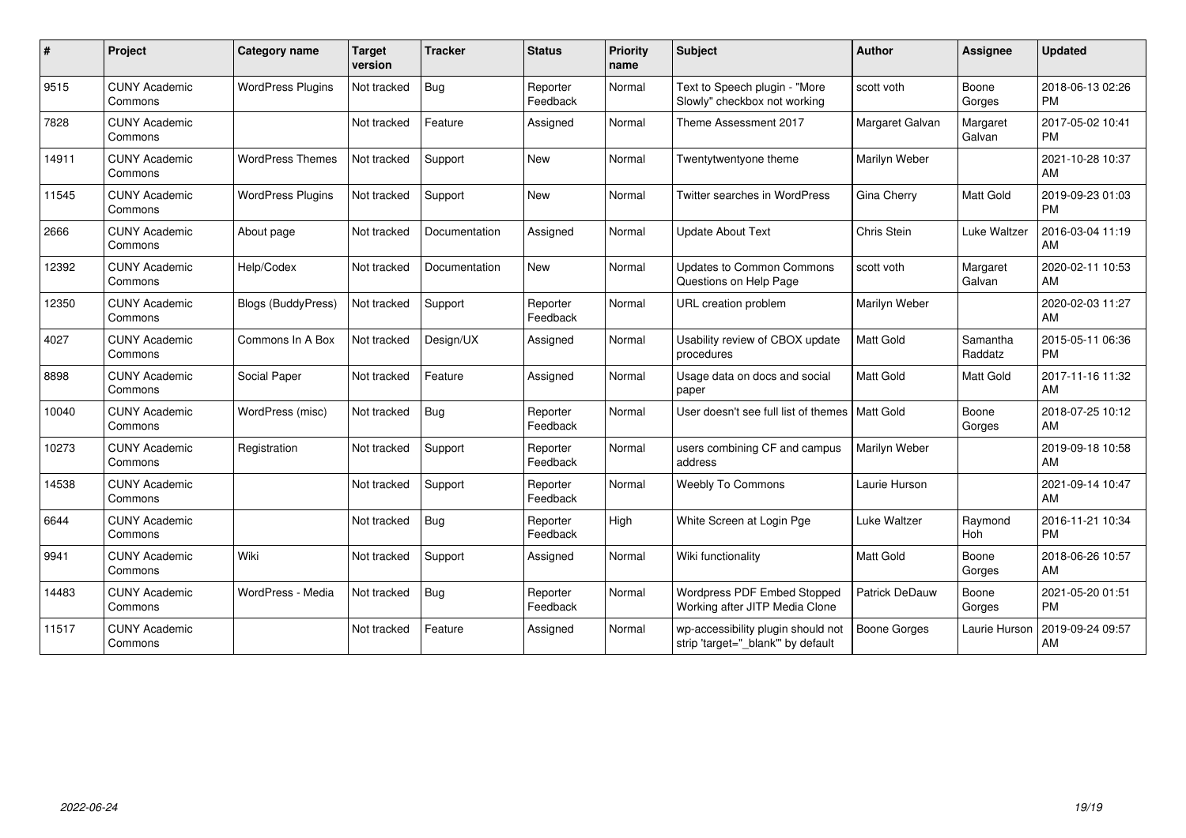| # | Project | Category name | Target version | Tracker | Status | Priority name | Subject | Author | Assignee | Updated |
|---|---|---|---|---|---|---|---|---|---|---|
| 9515 | CUNY Academic Commons | WordPress Plugins | Not tracked | Bug | Reporter Feedback | Normal | Text to Speech plugin - "More Slowly" checkbox not working | scott voth | Boone Gorges | 2018-06-13 02:26 PM |
| 7828 | CUNY Academic Commons | | Not tracked | Feature | Assigned | Normal | Theme Assessment 2017 | Margaret Galvan | Margaret Galvan | 2017-05-02 10:41 PM |
| 14911 | CUNY Academic Commons | WordPress Themes | Not tracked | Support | New | Normal | Twentytwentyone theme | Marilyn Weber | | 2021-10-28 10:37 AM |
| 11545 | CUNY Academic Commons | WordPress Plugins | Not tracked | Support | New | Normal | Twitter searches in WordPress | Gina Cherry | Matt Gold | 2019-09-23 01:03 PM |
| 2666 | CUNY Academic Commons | About page | Not tracked | Documentation | Assigned | Normal | Update About Text | Chris Stein | Luke Waltzer | 2016-03-04 11:19 AM |
| 12392 | CUNY Academic Commons | Help/Codex | Not tracked | Documentation | New | Normal | Updates to Common Commons Questions on Help Page | scott voth | Margaret Galvan | 2020-02-11 10:53 AM |
| 12350 | CUNY Academic Commons | Blogs (BuddyPress) | Not tracked | Support | Reporter Feedback | Normal | URL creation problem | Marilyn Weber | | 2020-02-03 11:27 AM |
| 4027 | CUNY Academic Commons | Commons In A Box | Not tracked | Design/UX | Assigned | Normal | Usability review of CBOX update procedures | Matt Gold | Samantha Raddatz | 2015-05-11 06:36 PM |
| 8898 | CUNY Academic Commons | Social Paper | Not tracked | Feature | Assigned | Normal | Usage data on docs and social paper | Matt Gold | Matt Gold | 2017-11-16 11:32 AM |
| 10040 | CUNY Academic Commons | WordPress (misc) | Not tracked | Bug | Reporter Feedback | Normal | User doesn't see full list of themes | Matt Gold | Boone Gorges | 2018-07-25 10:12 AM |
| 10273 | CUNY Academic Commons | Registration | Not tracked | Support | Reporter Feedback | Normal | users combining CF and campus address | Marilyn Weber | | 2019-09-18 10:58 AM |
| 14538 | CUNY Academic Commons | | Not tracked | Support | Reporter Feedback | Normal | Weebly To Commons | Laurie Hurson | | 2021-09-14 10:47 AM |
| 6644 | CUNY Academic Commons | | Not tracked | Bug | Reporter Feedback | High | White Screen at Login Pge | Luke Waltzer | Raymond Hoh | 2016-11-21 10:34 PM |
| 9941 | CUNY Academic Commons | Wiki | Not tracked | Support | Assigned | Normal | Wiki functionality | Matt Gold | Boone Gorges | 2018-06-26 10:57 AM |
| 14483 | CUNY Academic Commons | WordPress - Media | Not tracked | Bug | Reporter Feedback | Normal | Wordpress PDF Embed Stopped Working after JITP Media Clone | Patrick DeDauw | Boone Gorges | 2021-05-20 01:51 PM |
| 11517 | CUNY Academic Commons | | Not tracked | Feature | Assigned | Normal | wp-accessibility plugin should not strip 'target="_blank"' by default | Boone Gorges | Laurie Hurson | 2019-09-24 09:57 AM |